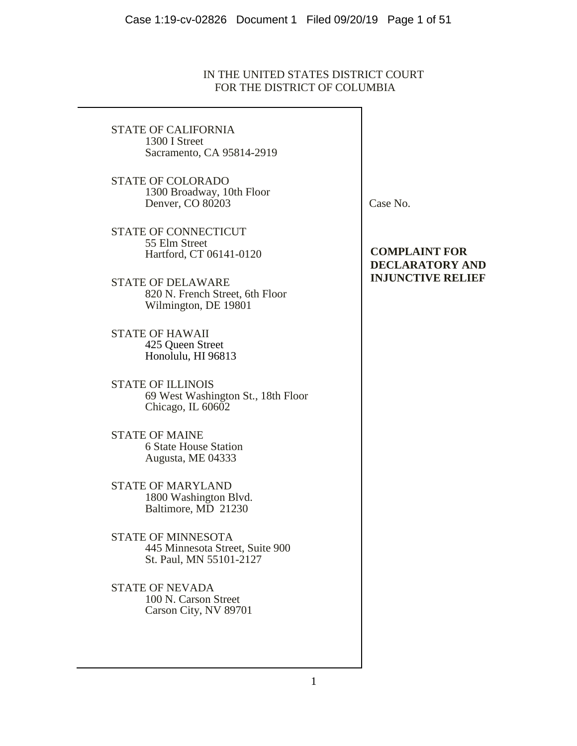IN THE UNITED STATES DISTRICT COURT
FOR THE DISTRICT OF COLUMBIA

STATE OF CALIFORNIA
1300 I Street
Sacramento, CA 95814-2919

STATE OF COLORADO
1300 Broadway, 10th Floor
Denver, CO 80203

STATE OF CONNECTICUT
55 Elm Street
Hartford, CT 06141-0120

STATE OF DELAWARE
820 N. French Street, 6th Floor
Wilmington, DE 19801

STATE OF HAWAII
425 Queen Street
Honolulu, HI 96813

STATE OF ILLINOIS
69 West Washington St., 18th Floor
Chicago, IL 60602

STATE OF MAINE
6 State House Station
Augusta, ME 04333

STATE OF MARYLAND
1800 Washington Blvd.
Baltimore, MD 21230

STATE OF MINNESOTA
445 Minnesota Street, Suite 900
St. Paul, MN 55101-2127

STATE OF NEVADA
100 N. Carson Street
Carson City, NV 89701

Case No.

**COMPLAINT FOR DECLARATORY AND INJUNCTIVE RELIEF**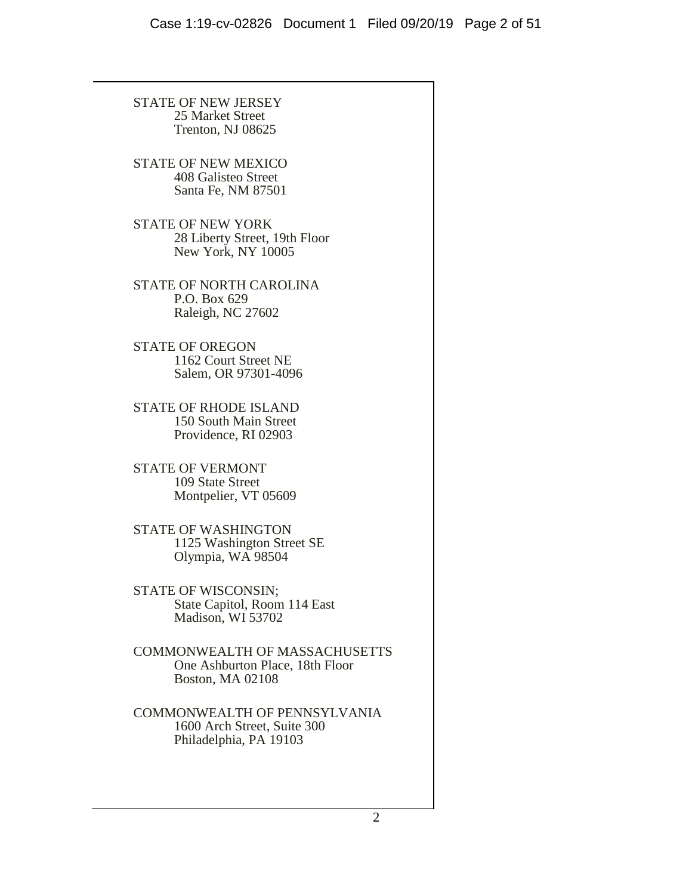STATE OF NEW JERSEY
25 Market Street
Trenton, NJ 08625

STATE OF NEW MEXICO
408 Galisteo Street
Santa Fe, NM 87501

STATE OF NEW YORK
28 Liberty Street, 19th Floor
New York, NY 10005

STATE OF NORTH CAROLINA
P.O. Box 629
Raleigh, NC 27602

STATE OF OREGON
1162 Court Street NE
Salem, OR 97301-4096

STATE OF RHODE ISLAND
150 South Main Street
Providence, RI 02903

STATE OF VERMONT
109 State Street
Montpelier, VT 05609

STATE OF WASHINGTON
1125 Washington Street SE
Olympia, WA 98504

STATE OF WISCONSIN;
State Capitol, Room 114 East
Madison, WI 53702

COMMONWEALTH OF MASSACHUSETTS
One Ashburton Place, 18th Floor
Boston, MA 02108

COMMONWEALTH OF PENNSYLVANIA
1600 Arch Street, Suite 300
Philadelphia, PA 19103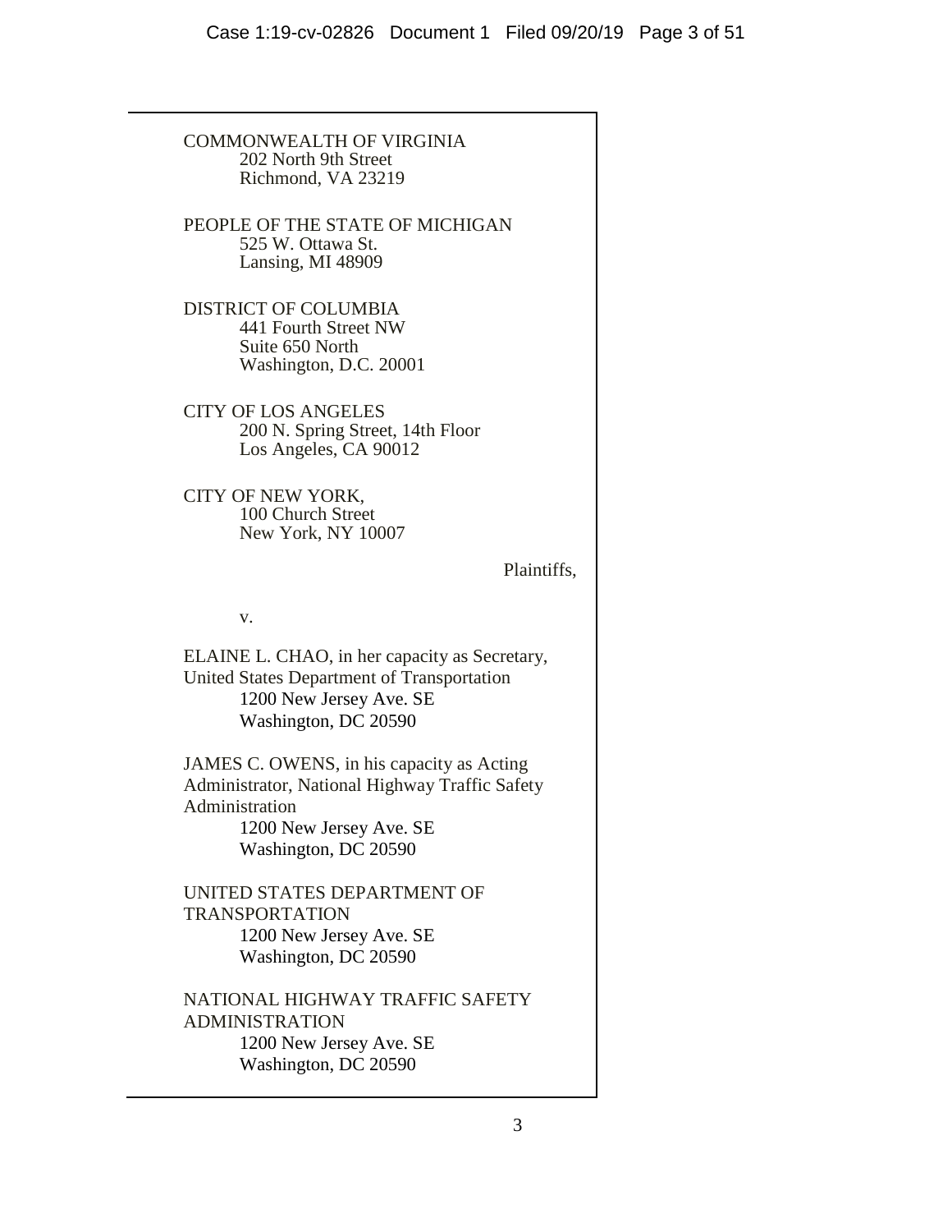COMMONWEALTH OF VIRGINIA
202 North 9th Street
Richmond, VA 23219

PEOPLE OF THE STATE OF MICHIGAN
525 W. Ottawa St.
Lansing, MI 48909

DISTRICT OF COLUMBIA
441 Fourth Street NW
Suite 650 North
Washington, D.C. 20001

CITY OF LOS ANGELES
200 N. Spring Street, 14th Floor
Los Angeles, CA 90012

CITY OF NEW YORK,
100 Church Street
New York, NY 10007

Plaintiffs,

v.

ELAINE L. CHAO, in her capacity as Secretary, United States Department of Transportation
1200 New Jersey Ave. SE
Washington, DC 20590

JAMES C. OWENS, in his capacity as Acting Administrator, National Highway Traffic Safety Administration
1200 New Jersey Ave. SE
Washington, DC 20590

UNITED STATES DEPARTMENT OF TRANSPORTATION
1200 New Jersey Ave. SE
Washington, DC 20590

NATIONAL HIGHWAY TRAFFIC SAFETY ADMINISTRATION
1200 New Jersey Ave. SE
Washington, DC 20590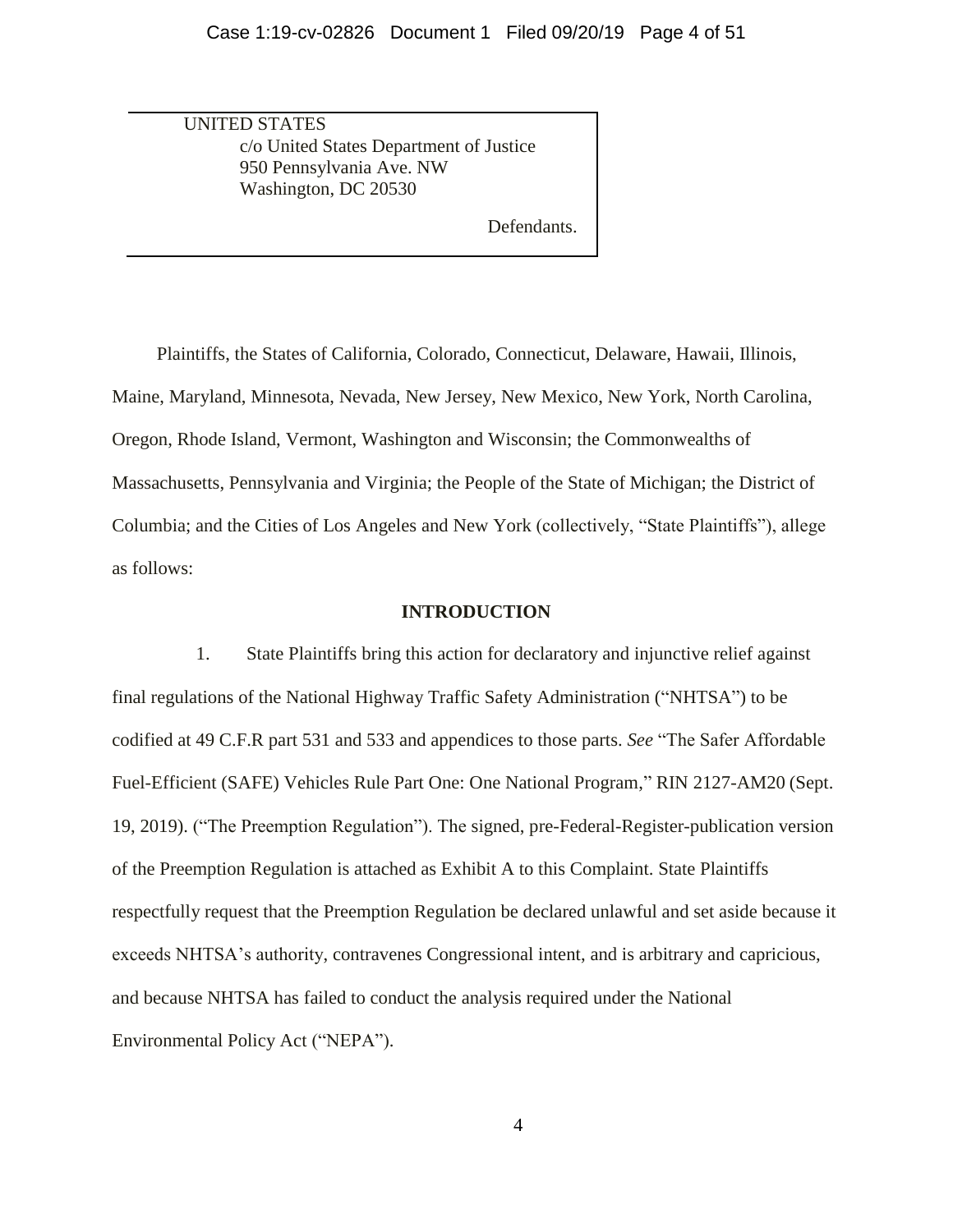UNITED STATES
c/o United States Department of Justice
950 Pennsylvania Ave. NW
Washington, DC 20530

Defendants.

Plaintiffs, the States of California, Colorado, Connecticut, Delaware, Hawaii, Illinois, Maine, Maryland, Minnesota, Nevada, New Jersey, New Mexico, New York, North Carolina, Oregon, Rhode Island, Vermont, Washington and Wisconsin; the Commonwealths of Massachusetts, Pennsylvania and Virginia; the People of the State of Michigan; the District of Columbia; and the Cities of Los Angeles and New York (collectively, "State Plaintiffs"), allege as follows:

## INTRODUCTION

1. State Plaintiffs bring this action for declaratory and injunctive relief against final regulations of the National Highway Traffic Safety Administration ("NHTSA") to be codified at 49 C.F.R part 531 and 533 and appendices to those parts. *See* "The Safer Affordable Fuel-Efficient (SAFE) Vehicles Rule Part One: One National Program," RIN 2127-AM20 (Sept. 19, 2019). ("The Preemption Regulation"). The signed, pre-Federal-Register-publication version of the Preemption Regulation is attached as Exhibit A to this Complaint. State Plaintiffs respectfully request that the Preemption Regulation be declared unlawful and set aside because it exceeds NHTSA's authority, contravenes Congressional intent, and is arbitrary and capricious, and because NHTSA has failed to conduct the analysis required under the National Environmental Policy Act ("NEPA").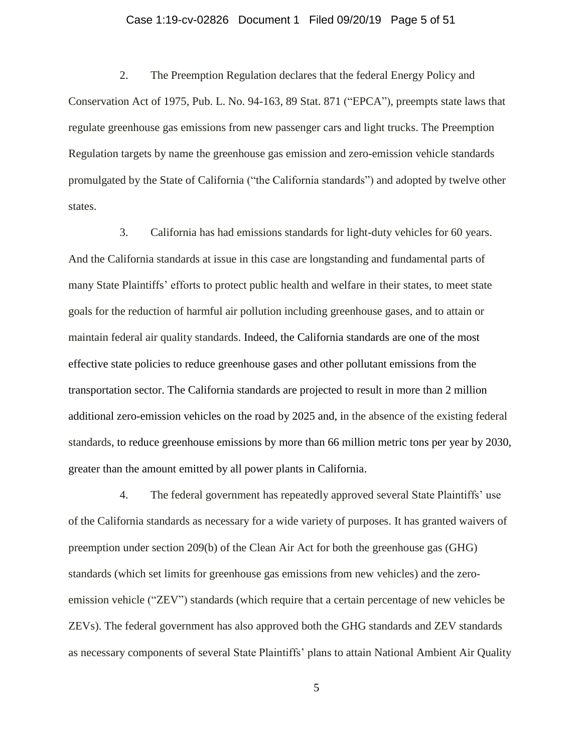2. The Preemption Regulation declares that the federal Energy Policy and Conservation Act of 1975, Pub. L. No. 94-163, 89 Stat. 871 ("EPCA"), preempts state laws that regulate greenhouse gas emissions from new passenger cars and light trucks. The Preemption Regulation targets by name the greenhouse gas emission and zero-emission vehicle standards promulgated by the State of California ("the California standards") and adopted by twelve other states.

3. California has had emissions standards for light-duty vehicles for 60 years. And the California standards at issue in this case are longstanding and fundamental parts of many State Plaintiffs' efforts to protect public health and welfare in their states, to meet state goals for the reduction of harmful air pollution including greenhouse gases, and to attain or maintain federal air quality standards. Indeed, the California standards are one of the most effective state policies to reduce greenhouse gases and other pollutant emissions from the transportation sector. The California standards are projected to result in more than 2 million additional zero-emission vehicles on the road by 2025 and, in the absence of the existing federal standards, to reduce greenhouse emissions by more than 66 million metric tons per year by 2030, greater than the amount emitted by all power plants in California.

4. The federal government has repeatedly approved several State Plaintiffs' use of the California standards as necessary for a wide variety of purposes. It has granted waivers of preemption under section 209(b) of the Clean Air Act for both the greenhouse gas (GHG) standards (which set limits for greenhouse gas emissions from new vehicles) and the zero-emission vehicle ("ZEV") standards (which require that a certain percentage of new vehicles be ZEVs). The federal government has also approved both the GHG standards and ZEV standards as necessary components of several State Plaintiffs' plans to attain National Ambient Air Quality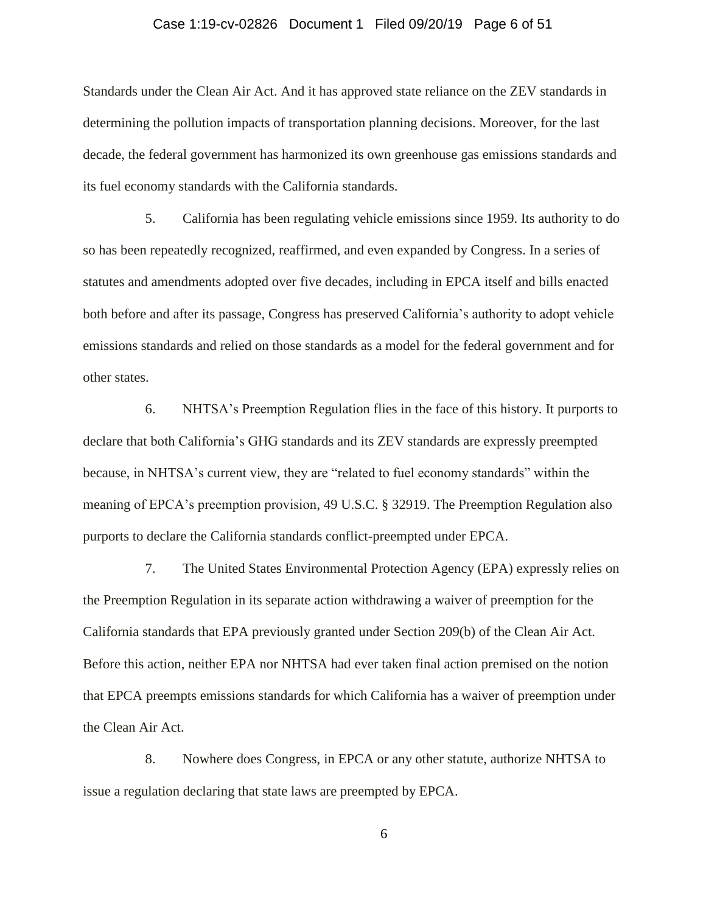Standards under the Clean Air Act. And it has approved state reliance on the ZEV standards in determining the pollution impacts of transportation planning decisions. Moreover, for the last decade, the federal government has harmonized its own greenhouse gas emissions standards and its fuel economy standards with the California standards.

5. California has been regulating vehicle emissions since 1959. Its authority to do so has been repeatedly recognized, reaffirmed, and even expanded by Congress. In a series of statutes and amendments adopted over five decades, including in EPCA itself and bills enacted both before and after its passage, Congress has preserved California's authority to adopt vehicle emissions standards and relied on those standards as a model for the federal government and for other states.

6. NHTSA's Preemption Regulation flies in the face of this history. It purports to declare that both California's GHG standards and its ZEV standards are expressly preempted because, in NHTSA's current view, they are "related to fuel economy standards" within the meaning of EPCA's preemption provision, 49 U.S.C. § 32919. The Preemption Regulation also purports to declare the California standards conflict-preempted under EPCA.

7. The United States Environmental Protection Agency (EPA) expressly relies on the Preemption Regulation in its separate action withdrawing a waiver of preemption for the California standards that EPA previously granted under Section 209(b) of the Clean Air Act. Before this action, neither EPA nor NHTSA had ever taken final action premised on the notion that EPCA preempts emissions standards for which California has a waiver of preemption under the Clean Air Act.

8. Nowhere does Congress, in EPCA or any other statute, authorize NHTSA to issue a regulation declaring that state laws are preempted by EPCA.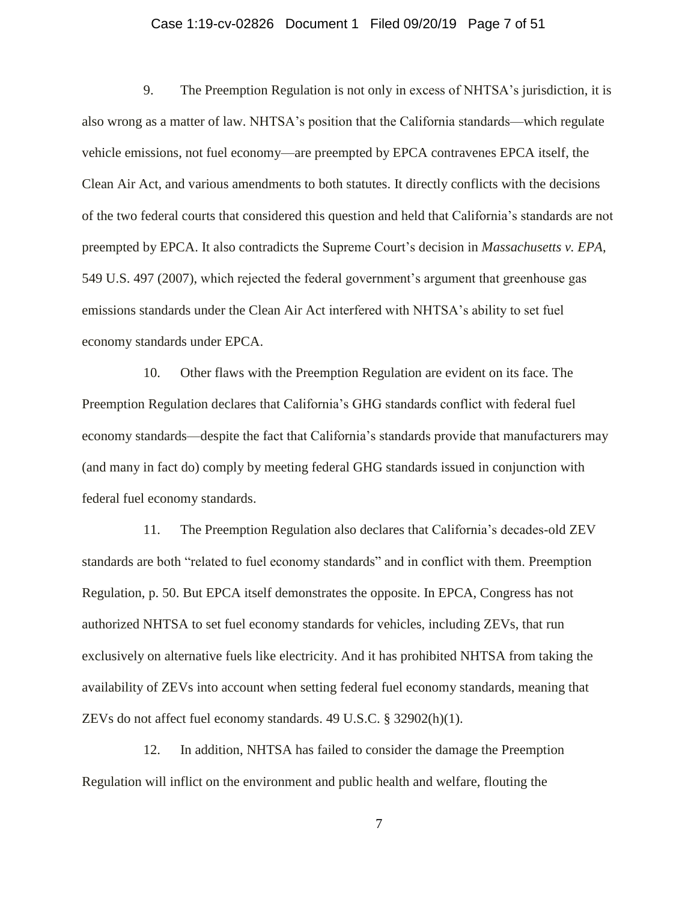9. The Preemption Regulation is not only in excess of NHTSA's jurisdiction, it is also wrong as a matter of law. NHTSA's position that the California standards—which regulate vehicle emissions, not fuel economy—are preempted by EPCA contravenes EPCA itself, the Clean Air Act, and various amendments to both statutes. It directly conflicts with the decisions of the two federal courts that considered this question and held that California's standards are not preempted by EPCA. It also contradicts the Supreme Court's decision in *Massachusetts v. EPA*, 549 U.S. 497 (2007), which rejected the federal government's argument that greenhouse gas emissions standards under the Clean Air Act interfered with NHTSA's ability to set fuel economy standards under EPCA.

10. Other flaws with the Preemption Regulation are evident on its face. The Preemption Regulation declares that California's GHG standards conflict with federal fuel economy standards—despite the fact that California's standards provide that manufacturers may (and many in fact do) comply by meeting federal GHG standards issued in conjunction with federal fuel economy standards.

11. The Preemption Regulation also declares that California's decades-old ZEV standards are both "related to fuel economy standards" and in conflict with them. Preemption Regulation, p. 50. But EPCA itself demonstrates the opposite. In EPCA, Congress has not authorized NHTSA to set fuel economy standards for vehicles, including ZEVs, that run exclusively on alternative fuels like electricity. And it has prohibited NHTSA from taking the availability of ZEVs into account when setting federal fuel economy standards, meaning that ZEVs do not affect fuel economy standards. 49 U.S.C. § 32902(h)(1).

12. In addition, NHTSA has failed to consider the damage the Preemption Regulation will inflict on the environment and public health and welfare, flouting the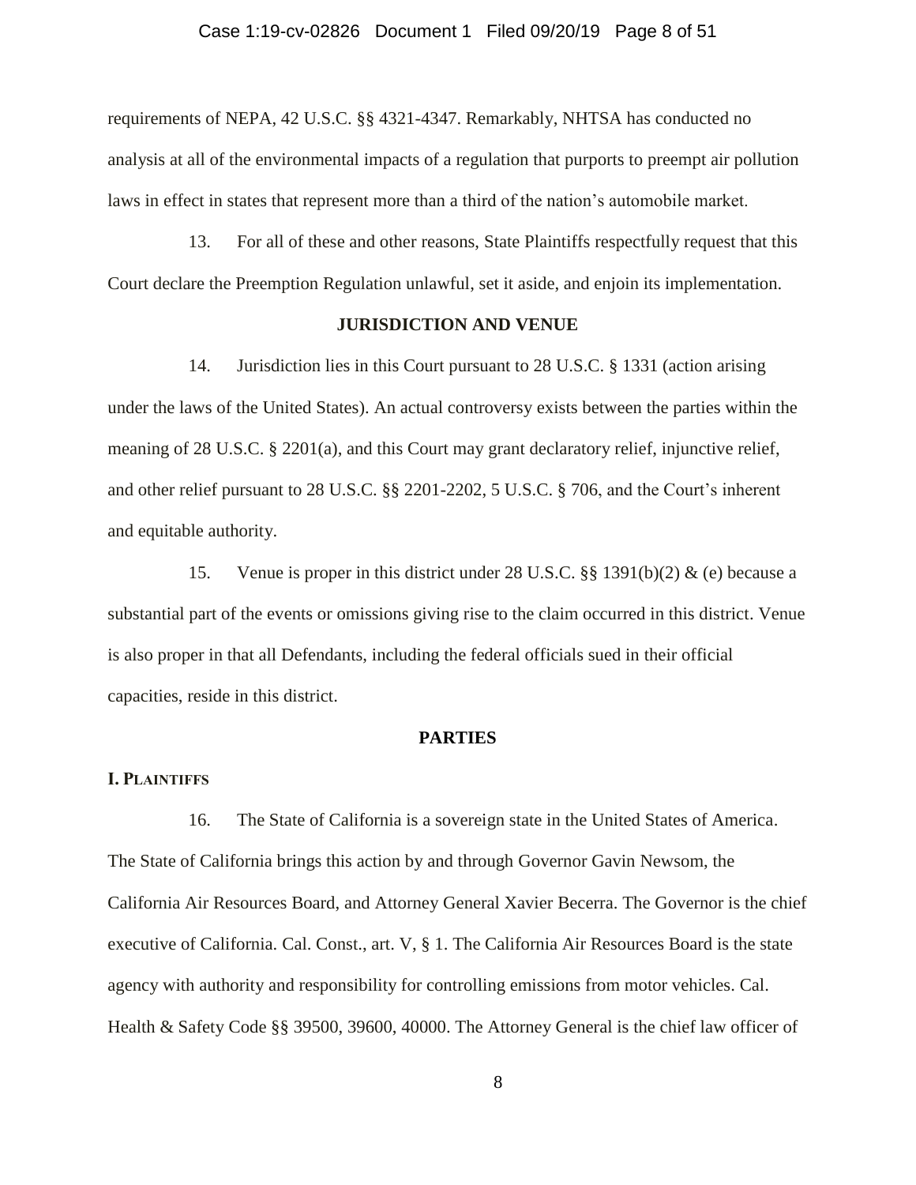requirements of NEPA, 42 U.S.C. §§ 4321-4347. Remarkably, NHTSA has conducted no analysis at all of the environmental impacts of a regulation that purports to preempt air pollution laws in effect in states that represent more than a third of the nation's automobile market.

13. For all of these and other reasons, State Plaintiffs respectfully request that this Court declare the Preemption Regulation unlawful, set it aside, and enjoin its implementation.

## JURISDICTION AND VENUE

14. Jurisdiction lies in this Court pursuant to 28 U.S.C. § 1331 (action arising under the laws of the United States). An actual controversy exists between the parties within the meaning of 28 U.S.C. § 2201(a), and this Court may grant declaratory relief, injunctive relief, and other relief pursuant to 28 U.S.C. §§ 2201-2202, 5 U.S.C. § 706, and the Court's inherent and equitable authority.

15. Venue is proper in this district under 28 U.S.C. §§ 1391(b)(2) & (e) because a substantial part of the events or omissions giving rise to the claim occurred in this district. Venue is also proper in that all Defendants, including the federal officials sued in their official capacities, reside in this district.

## PARTIES

### I. PLAINTIFFS

16. The State of California is a sovereign state in the United States of America. The State of California brings this action by and through Governor Gavin Newsom, the California Air Resources Board, and Attorney General Xavier Becerra. The Governor is the chief executive of California. Cal. Const., art. V, § 1. The California Air Resources Board is the state agency with authority and responsibility for controlling emissions from motor vehicles. Cal. Health & Safety Code §§ 39500, 39600, 40000. The Attorney General is the chief law officer of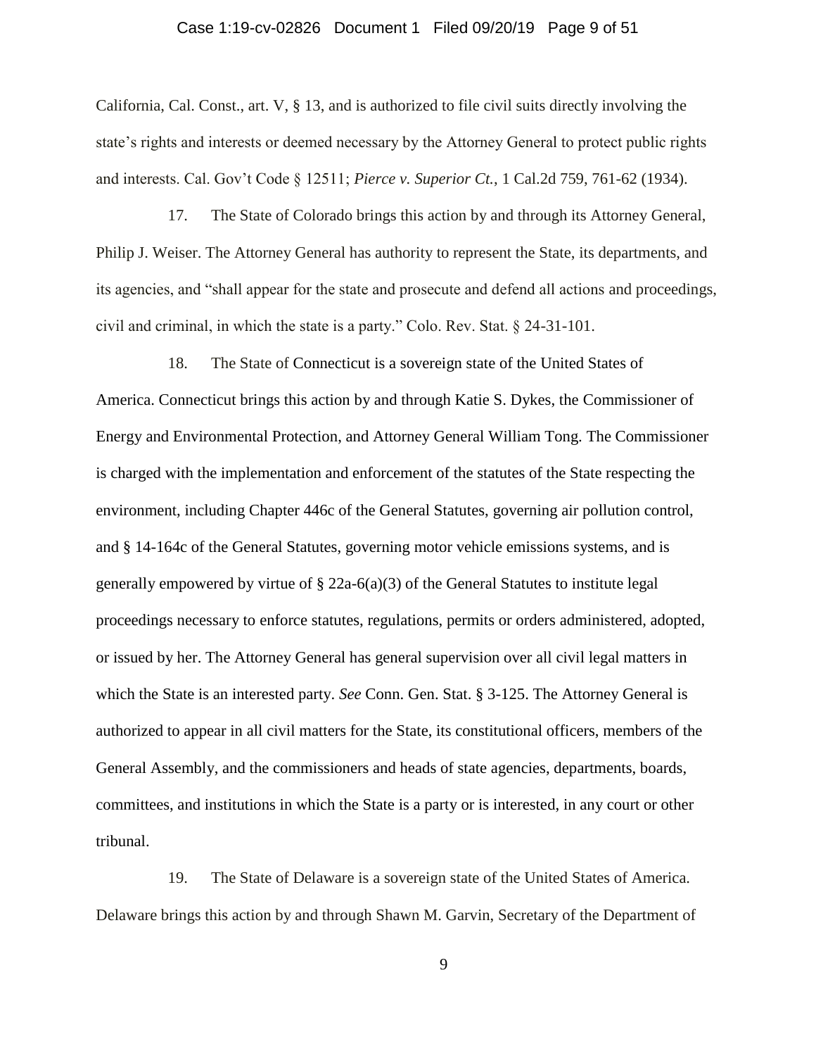California, Cal. Const., art. V, § 13, and is authorized to file civil suits directly involving the state's rights and interests or deemed necessary by the Attorney General to protect public rights and interests. Cal. Gov't Code § 12511; *Pierce v. Superior Ct.*, 1 Cal.2d 759, 761-62 (1934).

17. The State of Colorado brings this action by and through its Attorney General, Philip J. Weiser. The Attorney General has authority to represent the State, its departments, and its agencies, and "shall appear for the state and prosecute and defend all actions and proceedings, civil and criminal, in which the state is a party." Colo. Rev. Stat. § 24-31-101.

18. The State of Connecticut is a sovereign state of the United States of America. Connecticut brings this action by and through Katie S. Dykes, the Commissioner of Energy and Environmental Protection, and Attorney General William Tong. The Commissioner is charged with the implementation and enforcement of the statutes of the State respecting the environment, including Chapter 446c of the General Statutes, governing air pollution control, and § 14-164c of the General Statutes, governing motor vehicle emissions systems, and is generally empowered by virtue of § 22a-6(a)(3) of the General Statutes to institute legal proceedings necessary to enforce statutes, regulations, permits or orders administered, adopted, or issued by her. The Attorney General has general supervision over all civil legal matters in which the State is an interested party. *See* Conn. Gen. Stat. § 3-125. The Attorney General is authorized to appear in all civil matters for the State, its constitutional officers, members of the General Assembly, and the commissioners and heads of state agencies, departments, boards, committees, and institutions in which the State is a party or is interested, in any court or other tribunal.

19. The State of Delaware is a sovereign state of the United States of America. Delaware brings this action by and through Shawn M. Garvin, Secretary of the Department of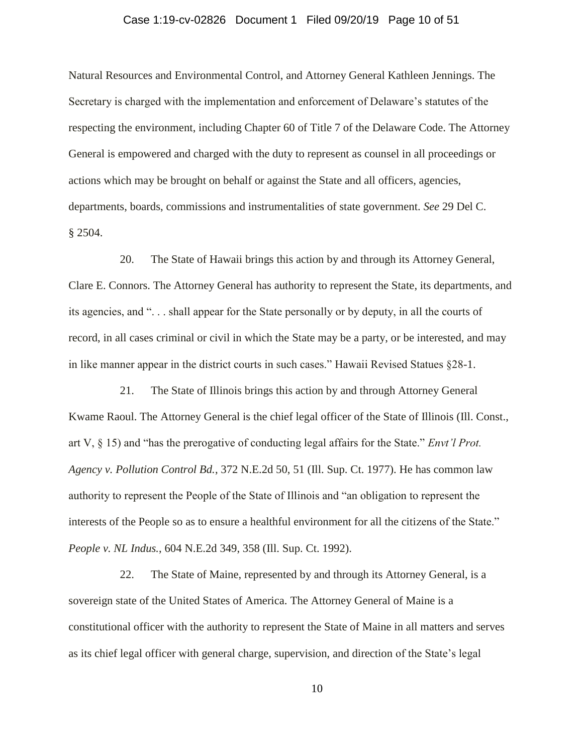Natural Resources and Environmental Control, and Attorney General Kathleen Jennings. The Secretary is charged with the implementation and enforcement of Delaware's statutes of the respecting the environment, including Chapter 60 of Title 7 of the Delaware Code. The Attorney General is empowered and charged with the duty to represent as counsel in all proceedings or actions which may be brought on behalf or against the State and all officers, agencies, departments, boards, commissions and instrumentalities of state government. *See* 29 Del C. § 2504.

20. The State of Hawaii brings this action by and through its Attorney General, Clare E. Connors. The Attorney General has authority to represent the State, its departments, and its agencies, and ". . . shall appear for the State personally or by deputy, in all the courts of record, in all cases criminal or civil in which the State may be a party, or be interested, and may in like manner appear in the district courts in such cases." Hawaii Revised Statues §28-1.

21. The State of Illinois brings this action by and through Attorney General Kwame Raoul. The Attorney General is the chief legal officer of the State of Illinois (Ill. Const., art V, § 15) and "has the prerogative of conducting legal affairs for the State." *Envt'l Prot. Agency v. Pollution Control Bd.*, 372 N.E.2d 50, 51 (Ill. Sup. Ct. 1977). He has common law authority to represent the People of the State of Illinois and "an obligation to represent the interests of the People so as to ensure a healthful environment for all the citizens of the State." *People v. NL Indus.*, 604 N.E.2d 349, 358 (Ill. Sup. Ct. 1992).

22. The State of Maine, represented by and through its Attorney General, is a sovereign state of the United States of America. The Attorney General of Maine is a constitutional officer with the authority to represent the State of Maine in all matters and serves as its chief legal officer with general charge, supervision, and direction of the State's legal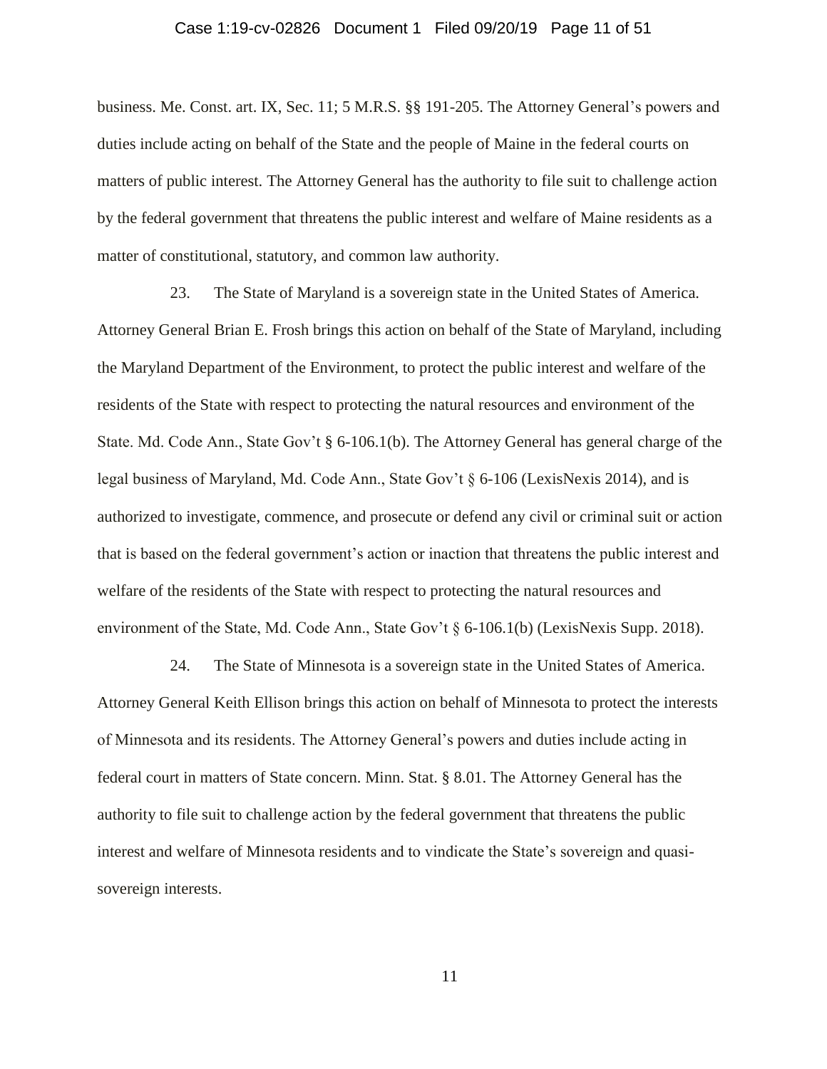business. Me. Const. art. IX, Sec. 11; 5 M.R.S. §§ 191-205. The Attorney General's powers and duties include acting on behalf of the State and the people of Maine in the federal courts on matters of public interest. The Attorney General has the authority to file suit to challenge action by the federal government that threatens the public interest and welfare of Maine residents as a matter of constitutional, statutory, and common law authority.

23. The State of Maryland is a sovereign state in the United States of America. Attorney General Brian E. Frosh brings this action on behalf of the State of Maryland, including the Maryland Department of the Environment, to protect the public interest and welfare of the residents of the State with respect to protecting the natural resources and environment of the State. Md. Code Ann., State Gov't § 6-106.1(b). The Attorney General has general charge of the legal business of Maryland, Md. Code Ann., State Gov't § 6-106 (LexisNexis 2014), and is authorized to investigate, commence, and prosecute or defend any civil or criminal suit or action that is based on the federal government's action or inaction that threatens the public interest and welfare of the residents of the State with respect to protecting the natural resources and environment of the State, Md. Code Ann., State Gov't § 6-106.1(b) (LexisNexis Supp. 2018).

24. The State of Minnesota is a sovereign state in the United States of America. Attorney General Keith Ellison brings this action on behalf of Minnesota to protect the interests of Minnesota and its residents. The Attorney General's powers and duties include acting in federal court in matters of State concern. Minn. Stat. § 8.01. The Attorney General has the authority to file suit to challenge action by the federal government that threatens the public interest and welfare of Minnesota residents and to vindicate the State's sovereign and quasi-sovereign interests.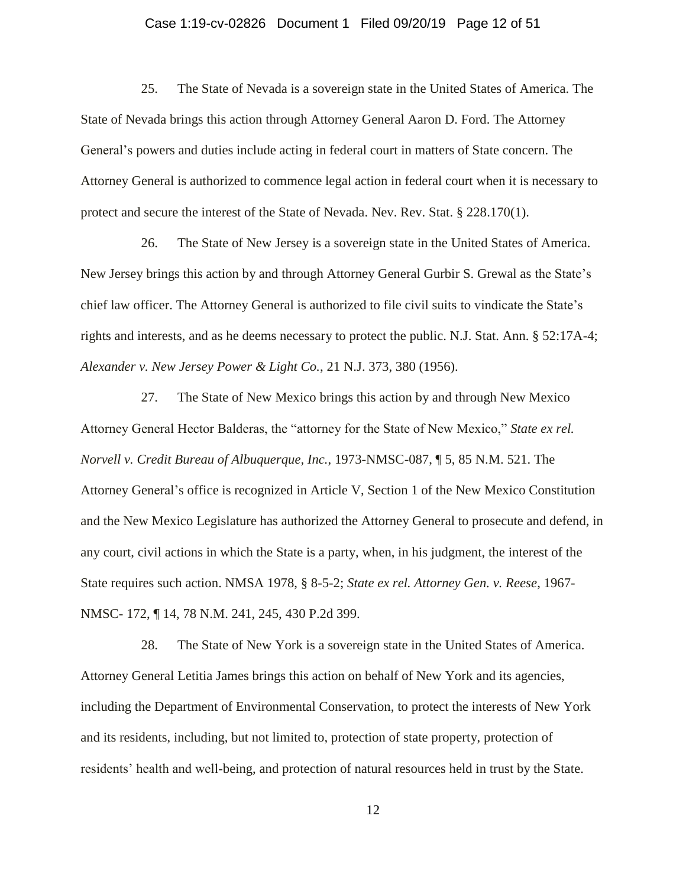25. The State of Nevada is a sovereign state in the United States of America. The State of Nevada brings this action through Attorney General Aaron D. Ford. The Attorney General's powers and duties include acting in federal court in matters of State concern. The Attorney General is authorized to commence legal action in federal court when it is necessary to protect and secure the interest of the State of Nevada. Nev. Rev. Stat. § 228.170(1).

26. The State of New Jersey is a sovereign state in the United States of America. New Jersey brings this action by and through Attorney General Gurbir S. Grewal as the State's chief law officer. The Attorney General is authorized to file civil suits to vindicate the State's rights and interests, and as he deems necessary to protect the public. N.J. Stat. Ann. § 52:17A-4; *Alexander v. New Jersey Power & Light Co.*, 21 N.J. 373, 380 (1956).

27. The State of New Mexico brings this action by and through New Mexico Attorney General Hector Balderas, the "attorney for the State of New Mexico," *State ex rel. Norvell v. Credit Bureau of Albuquerque, Inc.*, 1973-NMSC-087, ¶ 5, 85 N.M. 521. The Attorney General's office is recognized in Article V, Section 1 of the New Mexico Constitution and the New Mexico Legislature has authorized the Attorney General to prosecute and defend, in any court, civil actions in which the State is a party, when, in his judgment, the interest of the State requires such action. NMSA 1978, § 8-5-2; *State ex rel. Attorney Gen. v. Reese*, 1967-NMSC- 172, ¶ 14, 78 N.M. 241, 245, 430 P.2d 399.

28. The State of New York is a sovereign state in the United States of America. Attorney General Letitia James brings this action on behalf of New York and its agencies, including the Department of Environmental Conservation, to protect the interests of New York and its residents, including, but not limited to, protection of state property, protection of residents' health and well-being, and protection of natural resources held in trust by the State.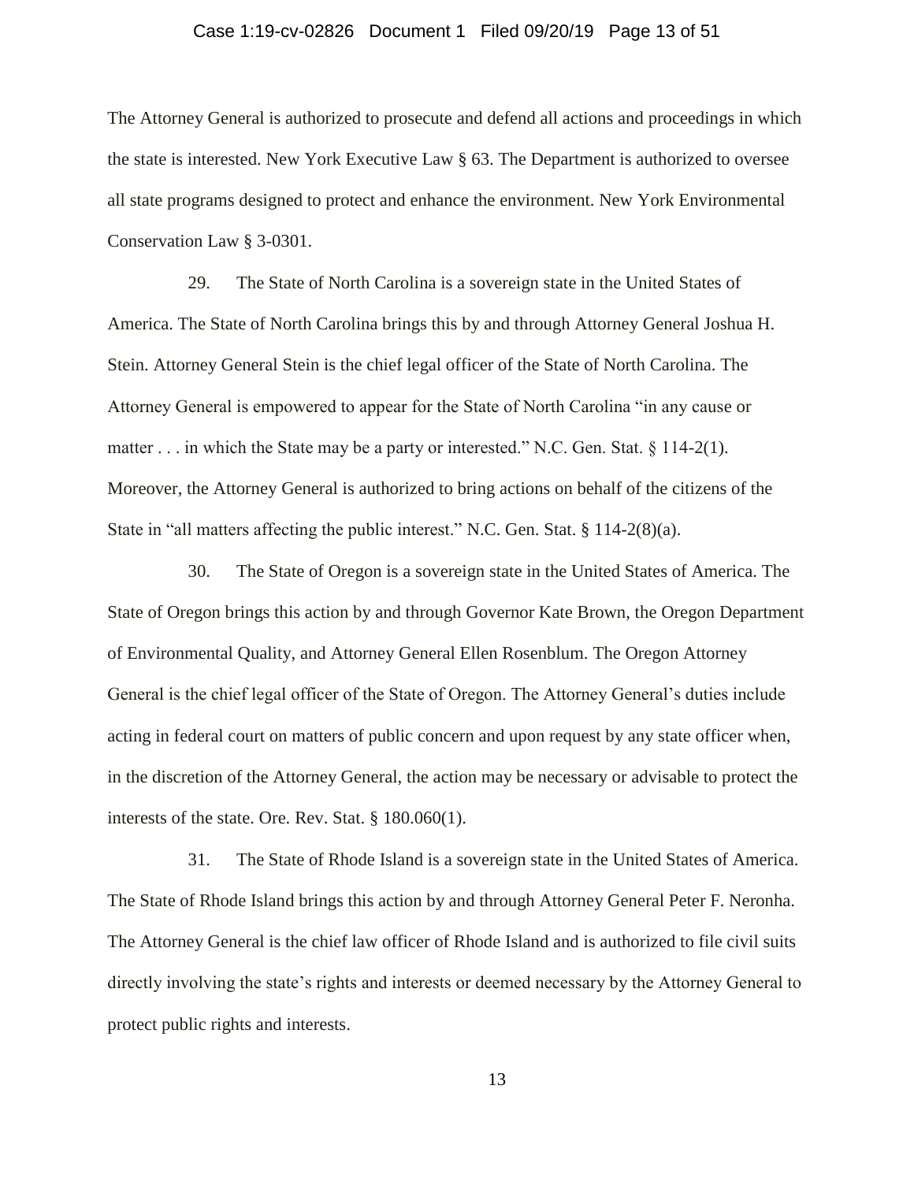The Attorney General is authorized to prosecute and defend all actions and proceedings in which the state is interested. New York Executive Law § 63. The Department is authorized to oversee all state programs designed to protect and enhance the environment. New York Environmental Conservation Law § 3-0301.

29. The State of North Carolina is a sovereign state in the United States of America. The State of North Carolina brings this by and through Attorney General Joshua H. Stein. Attorney General Stein is the chief legal officer of the State of North Carolina. The Attorney General is empowered to appear for the State of North Carolina "in any cause or matter . . . in which the State may be a party or interested." N.C. Gen. Stat. § 114-2(1). Moreover, the Attorney General is authorized to bring actions on behalf of the citizens of the State in "all matters affecting the public interest." N.C. Gen. Stat. § 114-2(8)(a).

30. The State of Oregon is a sovereign state in the United States of America. The State of Oregon brings this action by and through Governor Kate Brown, the Oregon Department of Environmental Quality, and Attorney General Ellen Rosenblum. The Oregon Attorney General is the chief legal officer of the State of Oregon. The Attorney General's duties include acting in federal court on matters of public concern and upon request by any state officer when, in the discretion of the Attorney General, the action may be necessary or advisable to protect the interests of the state. Ore. Rev. Stat. § 180.060(1).

31. The State of Rhode Island is a sovereign state in the United States of America. The State of Rhode Island brings this action by and through Attorney General Peter F. Neronha. The Attorney General is the chief law officer of Rhode Island and is authorized to file civil suits directly involving the state's rights and interests or deemed necessary by the Attorney General to protect public rights and interests.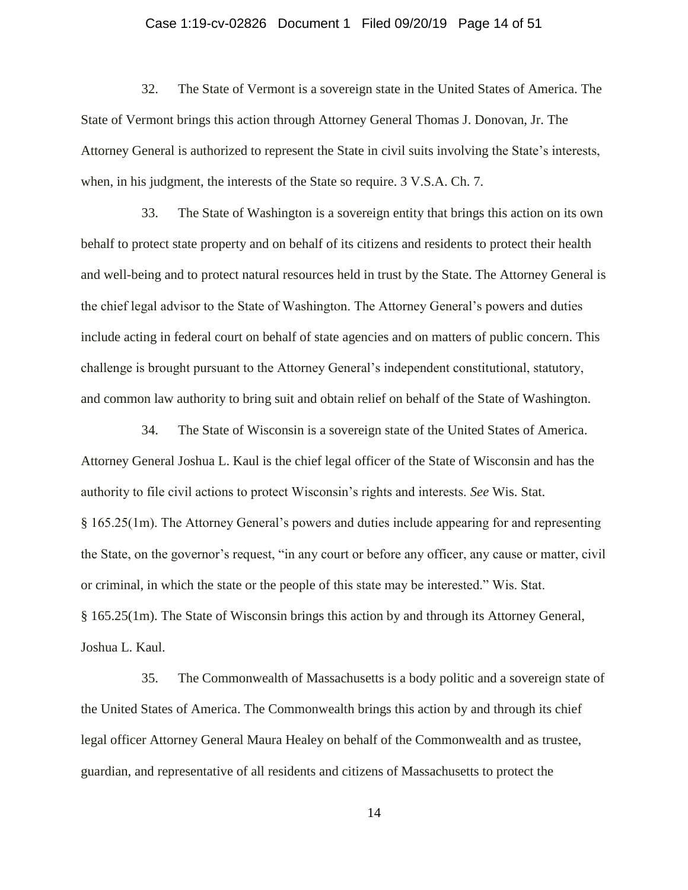32. The State of Vermont is a sovereign state in the United States of America. The State of Vermont brings this action through Attorney General Thomas J. Donovan, Jr. The Attorney General is authorized to represent the State in civil suits involving the State's interests, when, in his judgment, the interests of the State so require. 3 V.S.A. Ch. 7.

33. The State of Washington is a sovereign entity that brings this action on its own behalf to protect state property and on behalf of its citizens and residents to protect their health and well-being and to protect natural resources held in trust by the State. The Attorney General is the chief legal advisor to the State of Washington. The Attorney General's powers and duties include acting in federal court on behalf of state agencies and on matters of public concern. This challenge is brought pursuant to the Attorney General's independent constitutional, statutory, and common law authority to bring suit and obtain relief on behalf of the State of Washington.

34. The State of Wisconsin is a sovereign state of the United States of America. Attorney General Joshua L. Kaul is the chief legal officer of the State of Wisconsin and has the authority to file civil actions to protect Wisconsin's rights and interests. *See* Wis. Stat. § 165.25(1m). The Attorney General's powers and duties include appearing for and representing the State, on the governor's request, "in any court or before any officer, any cause or matter, civil or criminal, in which the state or the people of this state may be interested." Wis. Stat. § 165.25(1m). The State of Wisconsin brings this action by and through its Attorney General, Joshua L. Kaul.

35. The Commonwealth of Massachusetts is a body politic and a sovereign state of the United States of America. The Commonwealth brings this action by and through its chief legal officer Attorney General Maura Healey on behalf of the Commonwealth and as trustee, guardian, and representative of all residents and citizens of Massachusetts to protect the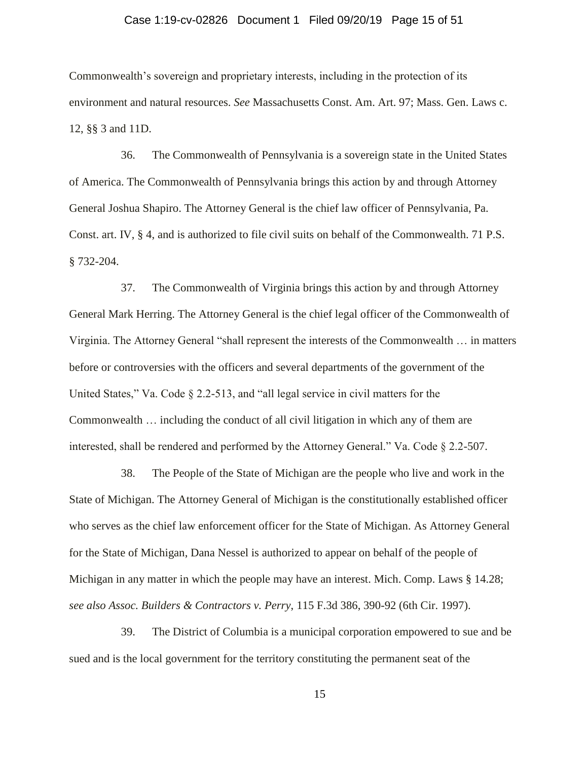Commonwealth's sovereign and proprietary interests, including in the protection of its environment and natural resources. *See* Massachusetts Const. Am. Art. 97; Mass. Gen. Laws c. 12, §§ 3 and 11D.

36. The Commonwealth of Pennsylvania is a sovereign state in the United States of America. The Commonwealth of Pennsylvania brings this action by and through Attorney General Joshua Shapiro. The Attorney General is the chief law officer of Pennsylvania, Pa. Const. art. IV, § 4, and is authorized to file civil suits on behalf of the Commonwealth. 71 P.S. § 732-204.

37. The Commonwealth of Virginia brings this action by and through Attorney General Mark Herring. The Attorney General is the chief legal officer of the Commonwealth of Virginia. The Attorney General "shall represent the interests of the Commonwealth … in matters before or controversies with the officers and several departments of the government of the United States," Va. Code § 2.2-513, and "all legal service in civil matters for the Commonwealth … including the conduct of all civil litigation in which any of them are interested, shall be rendered and performed by the Attorney General." Va. Code § 2.2-507.

38. The People of the State of Michigan are the people who live and work in the State of Michigan. The Attorney General of Michigan is the constitutionally established officer who serves as the chief law enforcement officer for the State of Michigan. As Attorney General for the State of Michigan, Dana Nessel is authorized to appear on behalf of the people of Michigan in any matter in which the people may have an interest. Mich. Comp. Laws § 14.28; *see also Assoc. Builders & Contractors v. Perry*, 115 F.3d 386, 390-92 (6th Cir. 1997).

39. The District of Columbia is a municipal corporation empowered to sue and be sued and is the local government for the territory constituting the permanent seat of the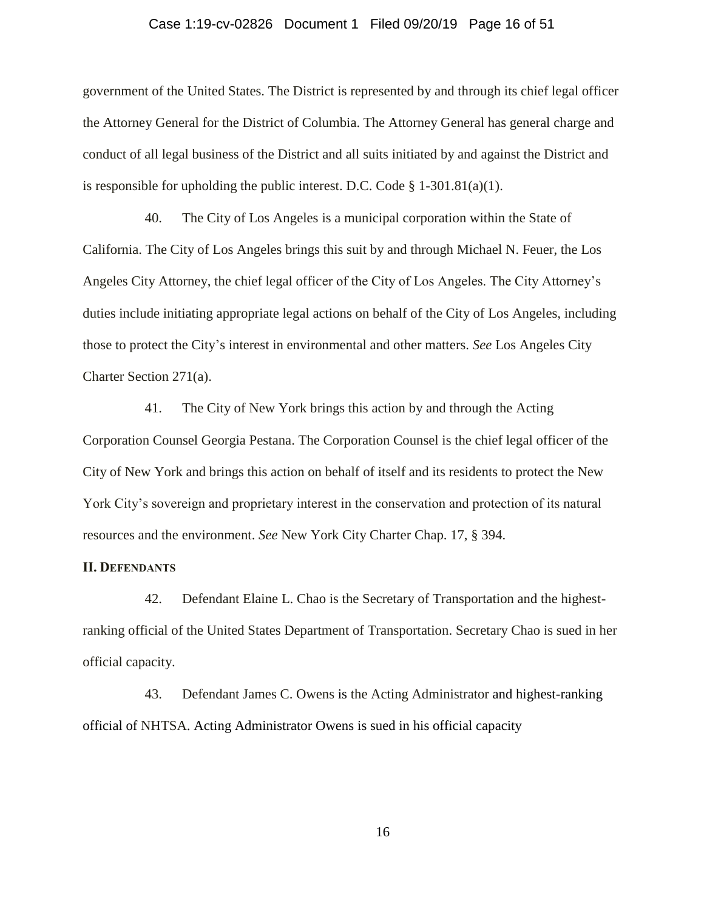government of the United States. The District is represented by and through its chief legal officer the Attorney General for the District of Columbia. The Attorney General has general charge and conduct of all legal business of the District and all suits initiated by and against the District and is responsible for upholding the public interest. D.C. Code § 1-301.81(a)(1).

40. The City of Los Angeles is a municipal corporation within the State of California. The City of Los Angeles brings this suit by and through Michael N. Feuer, the Los Angeles City Attorney, the chief legal officer of the City of Los Angeles. The City Attorney's duties include initiating appropriate legal actions on behalf of the City of Los Angeles, including those to protect the City's interest in environmental and other matters. *See* Los Angeles City Charter Section 271(a).

41. The City of New York brings this action by and through the Acting Corporation Counsel Georgia Pestana. The Corporation Counsel is the chief legal officer of the City of New York and brings this action on behalf of itself and its residents to protect the New York City's sovereign and proprietary interest in the conservation and protection of its natural resources and the environment. *See* New York City Charter Chap. 17, § 394.

**II. DEFENDANTS**

42. Defendant Elaine L. Chao is the Secretary of Transportation and the highest-ranking official of the United States Department of Transportation. Secretary Chao is sued in her official capacity.

43. Defendant James C. Owens is the Acting Administrator and highest-ranking official of NHTSA. Acting Administrator Owens is sued in his official capacity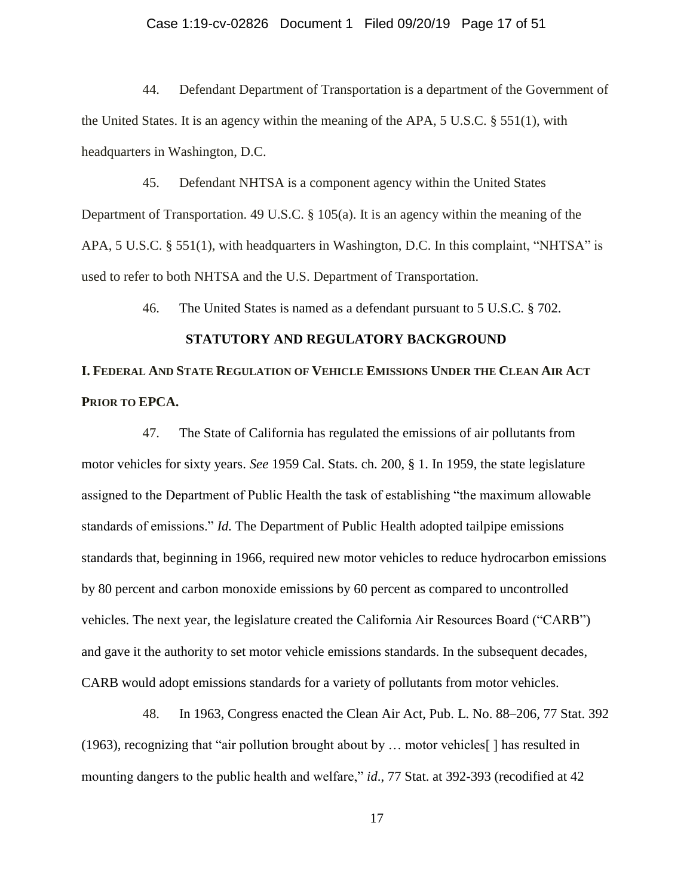44. Defendant Department of Transportation is a department of the Government of the United States. It is an agency within the meaning of the APA, 5 U.S.C. § 551(1), with headquarters in Washington, D.C.

45. Defendant NHTSA is a component agency within the United States Department of Transportation. 49 U.S.C. § 105(a). It is an agency within the meaning of the APA, 5 U.S.C. § 551(1), with headquarters in Washington, D.C. In this complaint, "NHTSA" is used to refer to both NHTSA and the U.S. Department of Transportation.

46. The United States is named as a defendant pursuant to 5 U.S.C. § 702.

## STATUTORY AND REGULATORY BACKGROUND

### I. Federal And State Regulation of Vehicle Emissions Under the Clean Air Act Prior to EPCA.

47. The State of California has regulated the emissions of air pollutants from motor vehicles for sixty years. *See* 1959 Cal. Stats. ch. 200, § 1. In 1959, the state legislature assigned to the Department of Public Health the task of establishing "the maximum allowable standards of emissions." *Id.* The Department of Public Health adopted tailpipe emissions standards that, beginning in 1966, required new motor vehicles to reduce hydrocarbon emissions by 80 percent and carbon monoxide emissions by 60 percent as compared to uncontrolled vehicles. The next year, the legislature created the California Air Resources Board ("CARB") and gave it the authority to set motor vehicle emissions standards. In the subsequent decades, CARB would adopt emissions standards for a variety of pollutants from motor vehicles.

48. In 1963, Congress enacted the Clean Air Act, Pub. L. No. 88–206, 77 Stat. 392 (1963), recognizing that "air pollution brought about by … motor vehicles[ ] has resulted in mounting dangers to the public health and welfare," *id.*, 77 Stat. at 392-393 (recodified at 42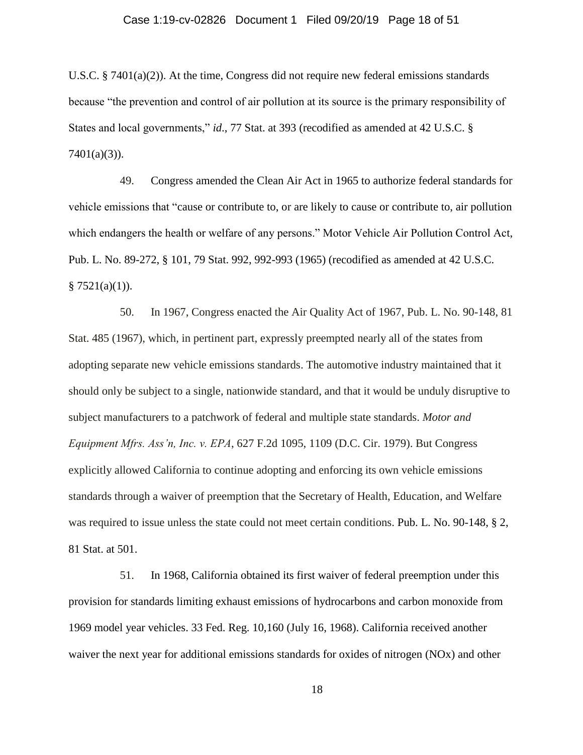U.S.C. § 7401(a)(2)). At the time, Congress did not require new federal emissions standards because "the prevention and control of air pollution at its source is the primary responsibility of States and local governments," *id*., 77 Stat. at 393 (recodified as amended at 42 U.S.C. § 7401(a)(3)).

49. Congress amended the Clean Air Act in 1965 to authorize federal standards for vehicle emissions that "cause or contribute to, or are likely to cause or contribute to, air pollution which endangers the health or welfare of any persons." Motor Vehicle Air Pollution Control Act, Pub. L. No. 89-272, § 101, 79 Stat. 992, 992-993 (1965) (recodified as amended at 42 U.S.C. § 7521(a)(1)).

50. In 1967, Congress enacted the Air Quality Act of 1967, Pub. L. No. 90-148, 81 Stat. 485 (1967), which, in pertinent part, expressly preempted nearly all of the states from adopting separate new vehicle emissions standards. The automotive industry maintained that it should only be subject to a single, nationwide standard, and that it would be unduly disruptive to subject manufacturers to a patchwork of federal and multiple state standards. *Motor and Equipment Mfrs. Ass'n, Inc. v. EPA*, 627 F.2d 1095, 1109 (D.C. Cir. 1979). But Congress explicitly allowed California to continue adopting and enforcing its own vehicle emissions standards through a waiver of preemption that the Secretary of Health, Education, and Welfare was required to issue unless the state could not meet certain conditions. Pub. L. No. 90-148, § 2, 81 Stat. at 501.

51. In 1968, California obtained its first waiver of federal preemption under this provision for standards limiting exhaust emissions of hydrocarbons and carbon monoxide from 1969 model year vehicles. 33 Fed. Reg. 10,160 (July 16, 1968). California received another waiver the next year for additional emissions standards for oxides of nitrogen (NOx) and other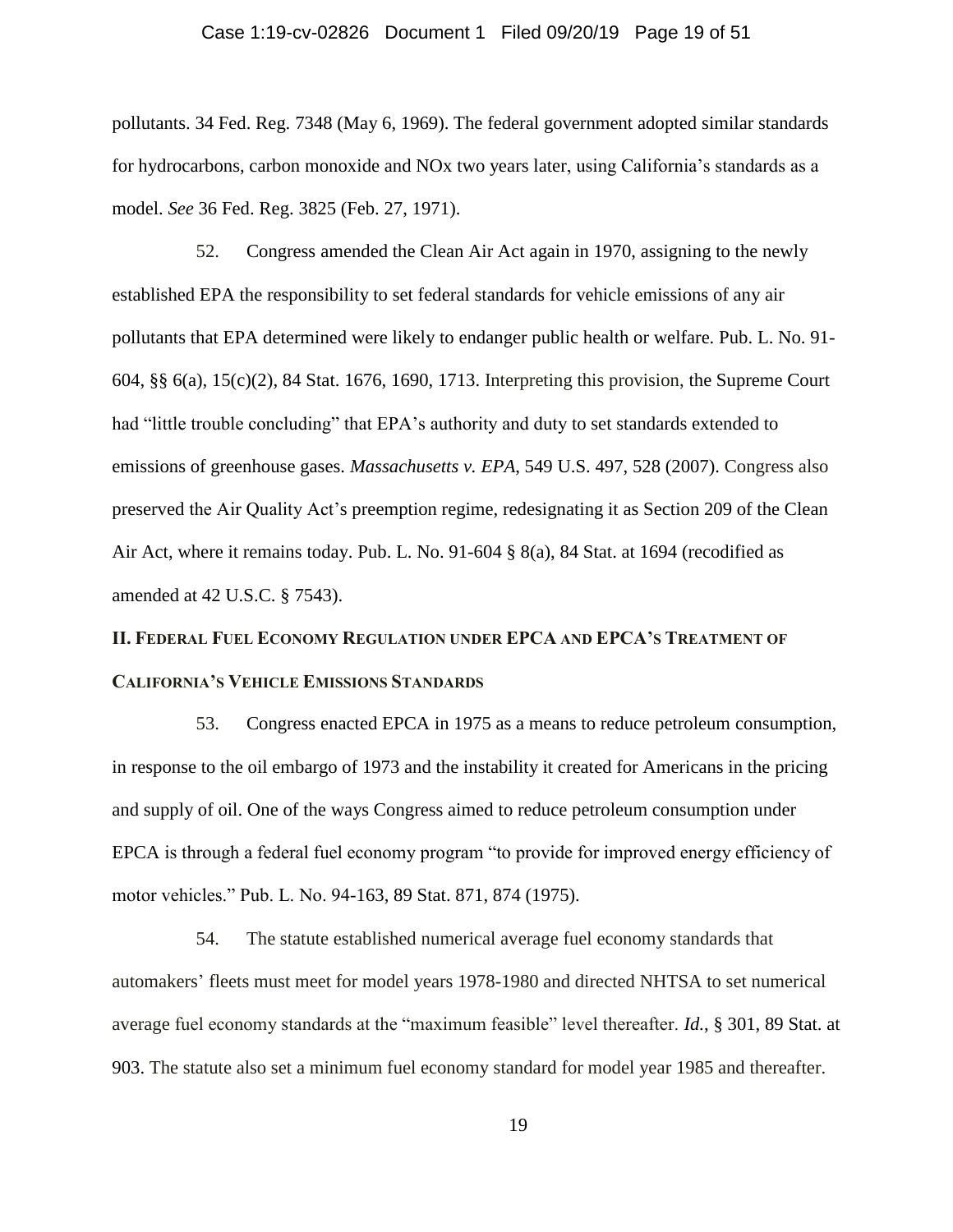pollutants. 34 Fed. Reg. 7348 (May 6, 1969). The federal government adopted similar standards for hydrocarbons, carbon monoxide and NOx two years later, using California's standards as a model. *See* 36 Fed. Reg. 3825 (Feb. 27, 1971).

52. Congress amended the Clean Air Act again in 1970, assigning to the newly established EPA the responsibility to set federal standards for vehicle emissions of any air pollutants that EPA determined were likely to endanger public health or welfare. Pub. L. No. 91-604, §§ 6(a), 15(c)(2), 84 Stat. 1676, 1690, 1713. Interpreting this provision, the Supreme Court had "little trouble concluding" that EPA's authority and duty to set standards extended to emissions of greenhouse gases. *Massachusetts v. EPA*, 549 U.S. 497, 528 (2007). Congress also preserved the Air Quality Act's preemption regime, redesignating it as Section 209 of the Clean Air Act, where it remains today. Pub. L. No. 91-604 § 8(a), 84 Stat. at 1694 (recodified as amended at 42 U.S.C. § 7543).

## II. Federal Fuel Economy Regulation under EPCA and EPCA's Treatment of California's Vehicle Emissions Standards

53. Congress enacted EPCA in 1975 as a means to reduce petroleum consumption, in response to the oil embargo of 1973 and the instability it created for Americans in the pricing and supply of oil. One of the ways Congress aimed to reduce petroleum consumption under EPCA is through a federal fuel economy program "to provide for improved energy efficiency of motor vehicles." Pub. L. No. 94-163, 89 Stat. 871, 874 (1975).

54. The statute established numerical average fuel economy standards that automakers' fleets must meet for model years 1978-1980 and directed NHTSA to set numerical average fuel economy standards at the "maximum feasible" level thereafter. *Id.*, § 301, 89 Stat. at 903. The statute also set a minimum fuel economy standard for model year 1985 and thereafter.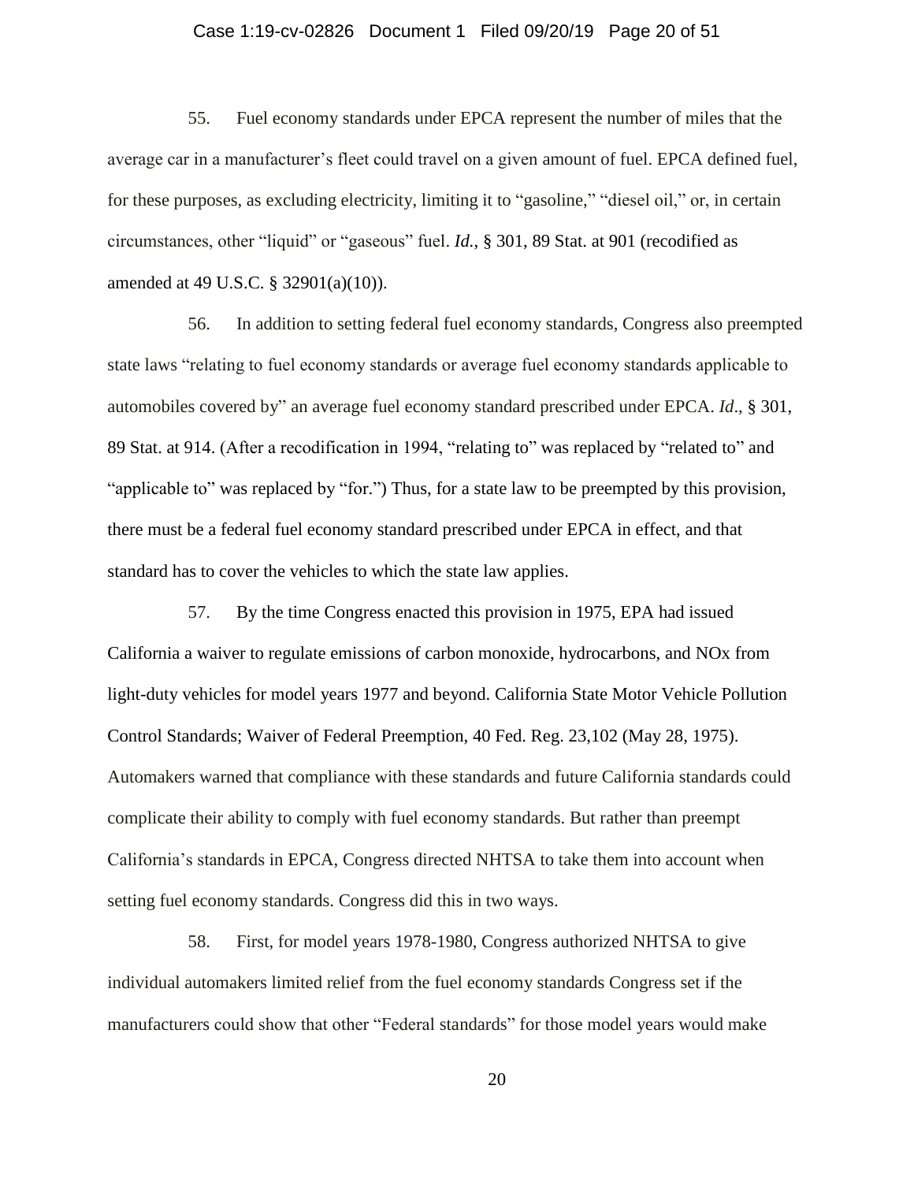55. Fuel economy standards under EPCA represent the number of miles that the average car in a manufacturer's fleet could travel on a given amount of fuel. EPCA defined fuel, for these purposes, as excluding electricity, limiting it to "gasoline," "diesel oil," or, in certain circumstances, other "liquid" or "gaseous" fuel. *Id.*, § 301, 89 Stat. at 901 (recodified as amended at 49 U.S.C. § 32901(a)(10)).

56. In addition to setting federal fuel economy standards, Congress also preempted state laws "relating to fuel economy standards or average fuel economy standards applicable to automobiles covered by" an average fuel economy standard prescribed under EPCA. *Id*., § 301, 89 Stat. at 914. (After a recodification in 1994, "relating to" was replaced by "related to" and "applicable to" was replaced by "for.") Thus, for a state law to be preempted by this provision, there must be a federal fuel economy standard prescribed under EPCA in effect, and that standard has to cover the vehicles to which the state law applies.

57. By the time Congress enacted this provision in 1975, EPA had issued California a waiver to regulate emissions of carbon monoxide, hydrocarbons, and NOx from light-duty vehicles for model years 1977 and beyond. California State Motor Vehicle Pollution Control Standards; Waiver of Federal Preemption, 40 Fed. Reg. 23,102 (May 28, 1975). Automakers warned that compliance with these standards and future California standards could complicate their ability to comply with fuel economy standards. But rather than preempt California's standards in EPCA, Congress directed NHTSA to take them into account when setting fuel economy standards. Congress did this in two ways.

58. First, for model years 1978-1980, Congress authorized NHTSA to give individual automakers limited relief from the fuel economy standards Congress set if the manufacturers could show that other "Federal standards" for those model years would make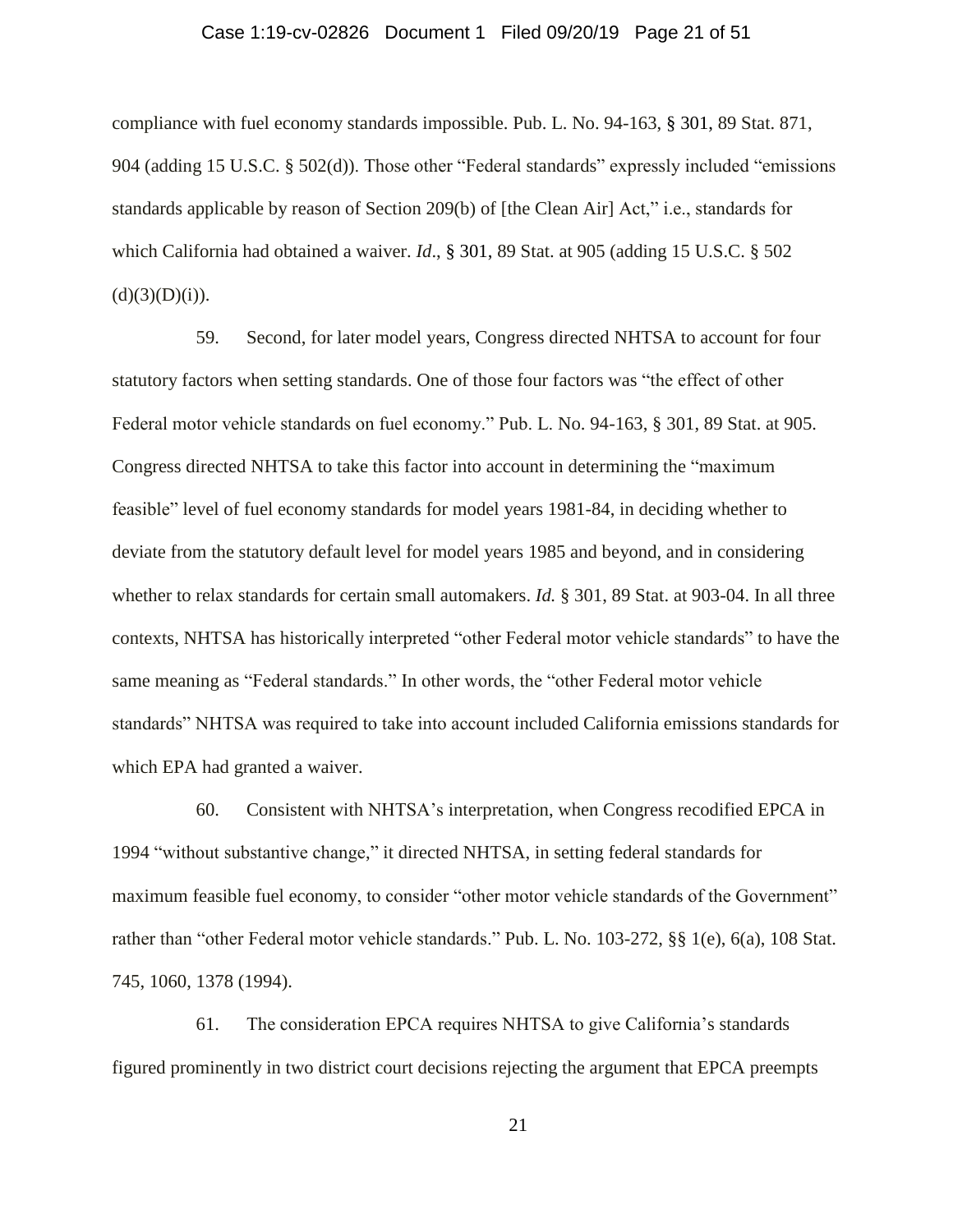compliance with fuel economy standards impossible. Pub. L. No. 94-163, § 301, 89 Stat. 871, 904 (adding 15 U.S.C. § 502(d)). Those other "Federal standards" expressly included "emissions standards applicable by reason of Section 209(b) of [the Clean Air] Act," i.e., standards for which California had obtained a waiver. *Id*., § 301, 89 Stat. at 905 (adding 15 U.S.C. § 502 (d)(3)(D)(i)).

59. Second, for later model years, Congress directed NHTSA to account for four statutory factors when setting standards. One of those four factors was "the effect of other Federal motor vehicle standards on fuel economy." Pub. L. No. 94-163, § 301, 89 Stat. at 905. Congress directed NHTSA to take this factor into account in determining the "maximum feasible" level of fuel economy standards for model years 1981-84, in deciding whether to deviate from the statutory default level for model years 1985 and beyond, and in considering whether to relax standards for certain small automakers. *Id.* § 301, 89 Stat. at 903-04. In all three contexts, NHTSA has historically interpreted "other Federal motor vehicle standards" to have the same meaning as "Federal standards." In other words, the "other Federal motor vehicle standards" NHTSA was required to take into account included California emissions standards for which EPA had granted a waiver.

60. Consistent with NHTSA's interpretation, when Congress recodified EPCA in 1994 "without substantive change," it directed NHTSA, in setting federal standards for maximum feasible fuel economy, to consider "other motor vehicle standards of the Government" rather than "other Federal motor vehicle standards." Pub. L. No. 103-272, §§ 1(e), 6(a), 108 Stat. 745, 1060, 1378 (1994).

61. The consideration EPCA requires NHTSA to give California's standards figured prominently in two district court decisions rejecting the argument that EPCA preempts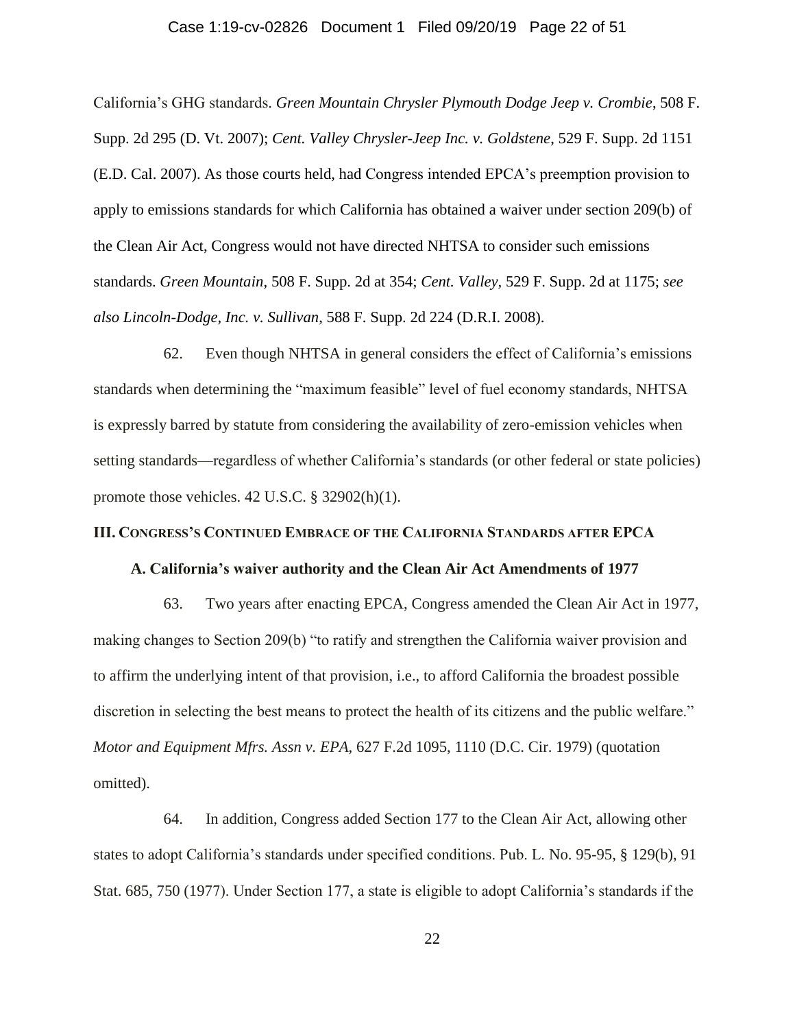California's GHG standards. *Green Mountain Chrysler Plymouth Dodge Jeep v. Crombie*, 508 F. Supp. 2d 295 (D. Vt. 2007); *Cent. Valley Chrysler-Jeep Inc. v. Goldstene*, 529 F. Supp. 2d 1151 (E.D. Cal. 2007). As those courts held, had Congress intended EPCA's preemption provision to apply to emissions standards for which California has obtained a waiver under section 209(b) of the Clean Air Act, Congress would not have directed NHTSA to consider such emissions standards. *Green Mountain*, 508 F. Supp. 2d at 354; *Cent. Valley*, 529 F. Supp. 2d at 1175; *see also Lincoln-Dodge, Inc. v. Sullivan*, 588 F. Supp. 2d 224 (D.R.I. 2008).

62. Even though NHTSA in general considers the effect of California's emissions standards when determining the "maximum feasible" level of fuel economy standards, NHTSA is expressly barred by statute from considering the availability of zero-emission vehicles when setting standards—regardless of whether California's standards (or other federal or state policies) promote those vehicles. 42 U.S.C. § 32902(h)(1).

## III. Congress's Continued Embrace of the California Standards after EPCA

### A. California's waiver authority and the Clean Air Act Amendments of 1977

63. Two years after enacting EPCA, Congress amended the Clean Air Act in 1977, making changes to Section 209(b) "to ratify and strengthen the California waiver provision and to affirm the underlying intent of that provision, i.e., to afford California the broadest possible discretion in selecting the best means to protect the health of its citizens and the public welfare." *Motor and Equipment Mfrs. Assn v. EPA*, 627 F.2d 1095, 1110 (D.C. Cir. 1979) (quotation omitted).

64. In addition, Congress added Section 177 to the Clean Air Act, allowing other states to adopt California's standards under specified conditions. Pub. L. No. 95-95, § 129(b), 91 Stat. 685, 750 (1977). Under Section 177, a state is eligible to adopt California's standards if the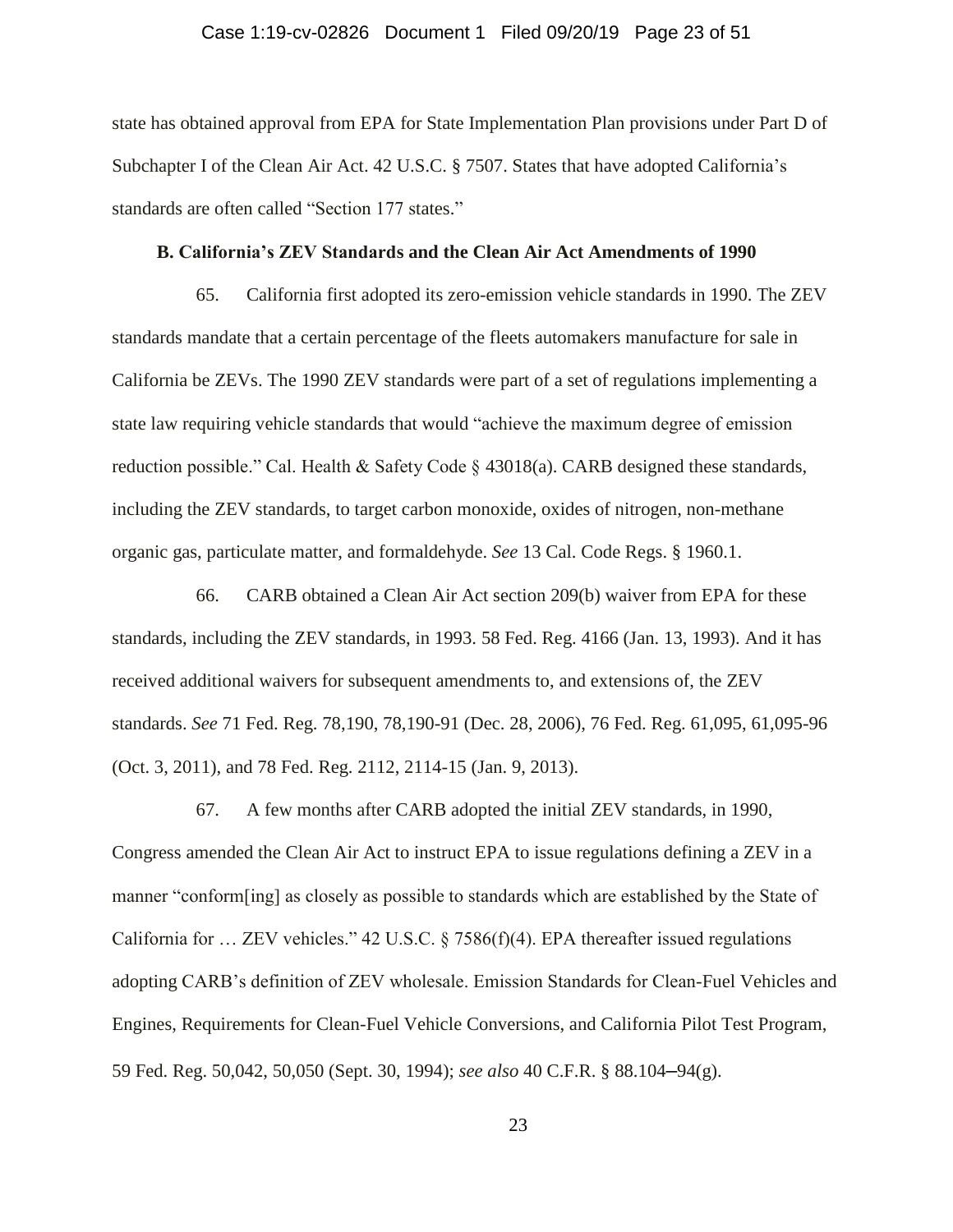state has obtained approval from EPA for State Implementation Plan provisions under Part D of Subchapter I of the Clean Air Act. 42 U.S.C. § 7507. States that have adopted California's standards are often called "Section 177 states."

**B. California's ZEV Standards and the Clean Air Act Amendments of 1990**

65. California first adopted its zero-emission vehicle standards in 1990. The ZEV standards mandate that a certain percentage of the fleets automakers manufacture for sale in California be ZEVs. The 1990 ZEV standards were part of a set of regulations implementing a state law requiring vehicle standards that would "achieve the maximum degree of emission reduction possible." Cal. Health & Safety Code § 43018(a). CARB designed these standards, including the ZEV standards, to target carbon monoxide, oxides of nitrogen, non-methane organic gas, particulate matter, and formaldehyde. *See* 13 Cal. Code Regs. § 1960.1.

66. CARB obtained a Clean Air Act section 209(b) waiver from EPA for these standards, including the ZEV standards, in 1993. 58 Fed. Reg. 4166 (Jan. 13, 1993). And it has received additional waivers for subsequent amendments to, and extensions of, the ZEV standards. *See* 71 Fed. Reg. 78,190, 78,190-91 (Dec. 28, 2006), 76 Fed. Reg. 61,095, 61,095-96 (Oct. 3, 2011), and 78 Fed. Reg. 2112, 2114-15 (Jan. 9, 2013).

67. A few months after CARB adopted the initial ZEV standards, in 1990, Congress amended the Clean Air Act to instruct EPA to issue regulations defining a ZEV in a manner "conform[ing] as closely as possible to standards which are established by the State of California for … ZEV vehicles." 42 U.S.C. § 7586(f)(4). EPA thereafter issued regulations adopting CARB's definition of ZEV wholesale. Emission Standards for Clean-Fuel Vehicles and Engines, Requirements for Clean-Fuel Vehicle Conversions, and California Pilot Test Program, 59 Fed. Reg. 50,042, 50,050 (Sept. 30, 1994); *see also* 40 C.F.R. § 88.104–94(g).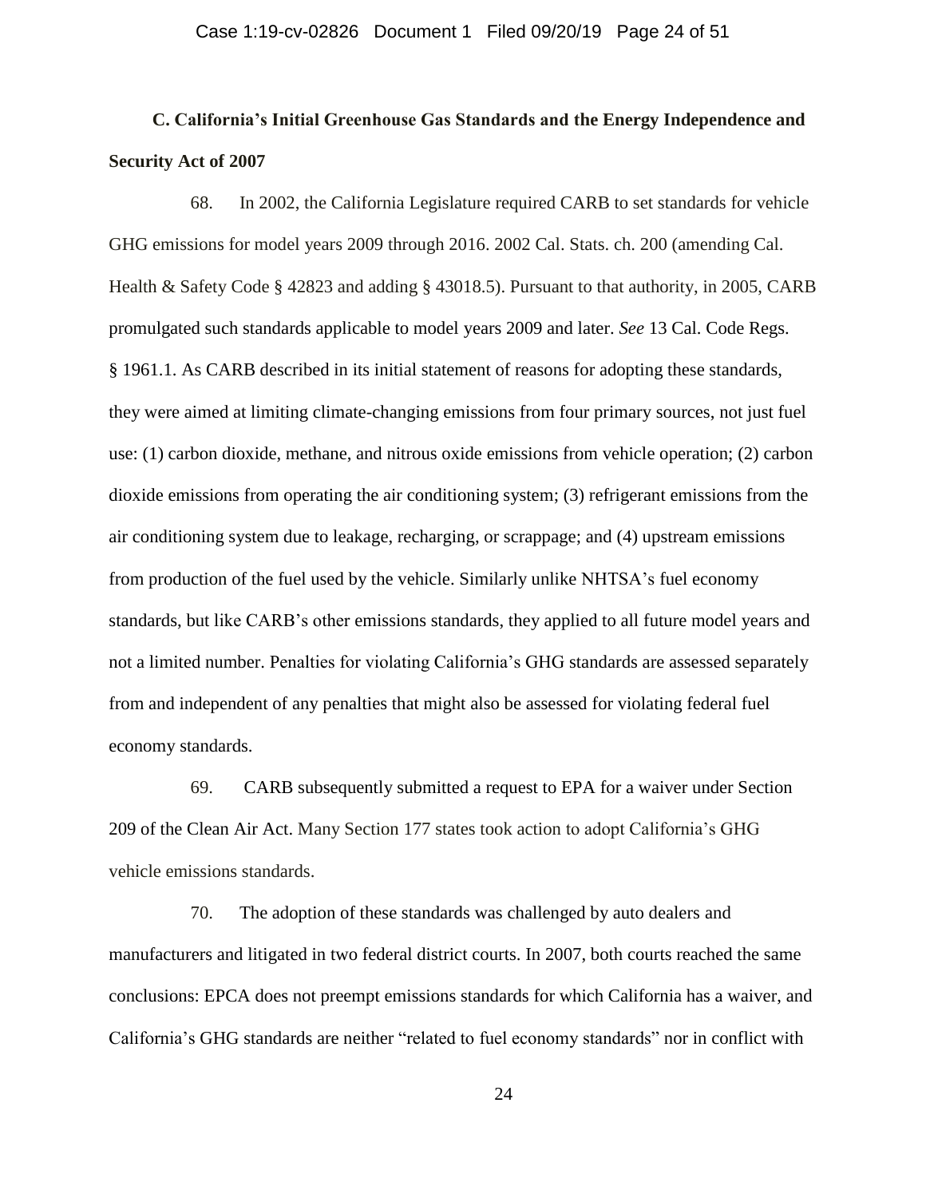### C. California's Initial Greenhouse Gas Standards and the Energy Independence and Security Act of 2007

68. In 2002, the California Legislature required CARB to set standards for vehicle GHG emissions for model years 2009 through 2016. 2002 Cal. Stats. ch. 200 (amending Cal. Health & Safety Code § 42823 and adding § 43018.5). Pursuant to that authority, in 2005, CARB promulgated such standards applicable to model years 2009 and later. *See* 13 Cal. Code Regs. § 1961.1. As CARB described in its initial statement of reasons for adopting these standards, they were aimed at limiting climate-changing emissions from four primary sources, not just fuel use: (1) carbon dioxide, methane, and nitrous oxide emissions from vehicle operation; (2) carbon dioxide emissions from operating the air conditioning system; (3) refrigerant emissions from the air conditioning system due to leakage, recharging, or scrappage; and (4) upstream emissions from production of the fuel used by the vehicle. Similarly unlike NHTSA's fuel economy standards, but like CARB's other emissions standards, they applied to all future model years and not a limited number. Penalties for violating California's GHG standards are assessed separately from and independent of any penalties that might also be assessed for violating federal fuel economy standards.

69. CARB subsequently submitted a request to EPA for a waiver under Section 209 of the Clean Air Act. Many Section 177 states took action to adopt California's GHG vehicle emissions standards.

70. The adoption of these standards was challenged by auto dealers and manufacturers and litigated in two federal district courts. In 2007, both courts reached the same conclusions: EPCA does not preempt emissions standards for which California has a waiver, and California's GHG standards are neither "related to fuel economy standards" nor in conflict with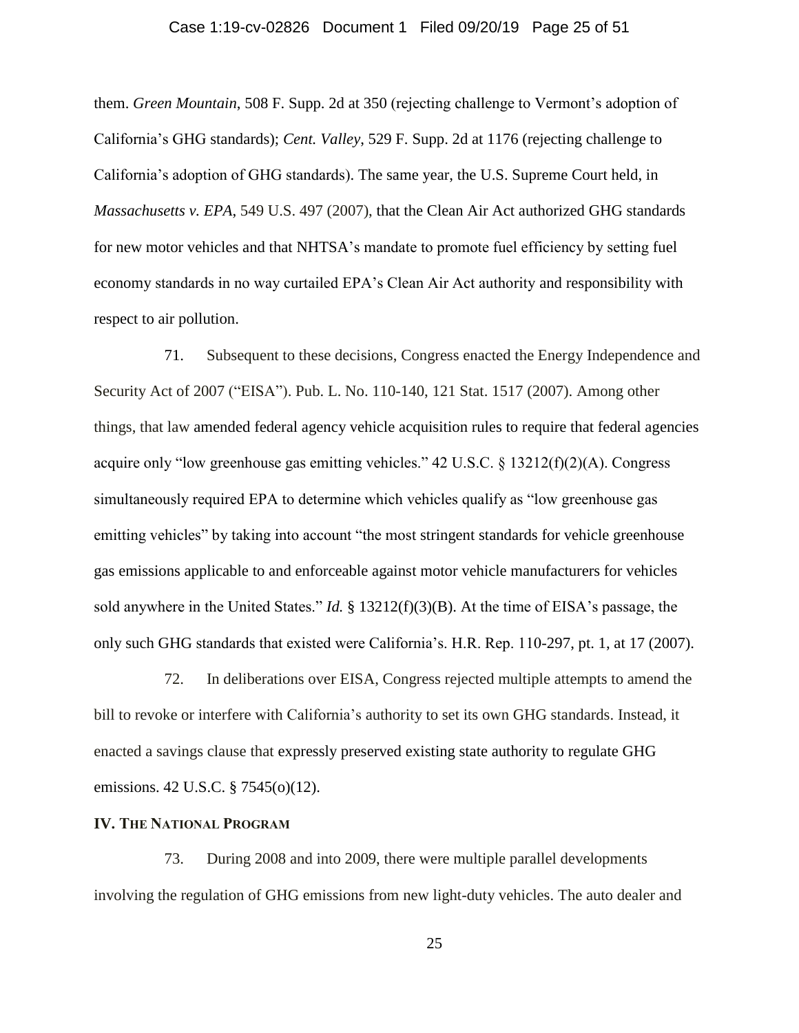them. *Green Mountain*, 508 F. Supp. 2d at 350 (rejecting challenge to Vermont's adoption of California's GHG standards); *Cent. Valley*, 529 F. Supp. 2d at 1176 (rejecting challenge to California's adoption of GHG standards). The same year, the U.S. Supreme Court held, in *Massachusetts v. EPA*, 549 U.S. 497 (2007), that the Clean Air Act authorized GHG standards for new motor vehicles and that NHTSA's mandate to promote fuel efficiency by setting fuel economy standards in no way curtailed EPA's Clean Air Act authority and responsibility with respect to air pollution.

71. Subsequent to these decisions, Congress enacted the Energy Independence and Security Act of 2007 ("EISA"). Pub. L. No. 110-140, 121 Stat. 1517 (2007). Among other things, that law amended federal agency vehicle acquisition rules to require that federal agencies acquire only "low greenhouse gas emitting vehicles." 42 U.S.C. § 13212(f)(2)(A). Congress simultaneously required EPA to determine which vehicles qualify as "low greenhouse gas emitting vehicles" by taking into account "the most stringent standards for vehicle greenhouse gas emissions applicable to and enforceable against motor vehicle manufacturers for vehicles sold anywhere in the United States." *Id.* § 13212(f)(3)(B). At the time of EISA's passage, the only such GHG standards that existed were California's. H.R. Rep. 110-297, pt. 1, at 17 (2007).

72. In deliberations over EISA, Congress rejected multiple attempts to amend the bill to revoke or interfere with California's authority to set its own GHG standards. Instead, it enacted a savings clause that expressly preserved existing state authority to regulate GHG emissions. 42 U.S.C. § 7545(o)(12).

## IV. THE NATIONAL PROGRAM

73. During 2008 and into 2009, there were multiple parallel developments involving the regulation of GHG emissions from new light-duty vehicles. The auto dealer and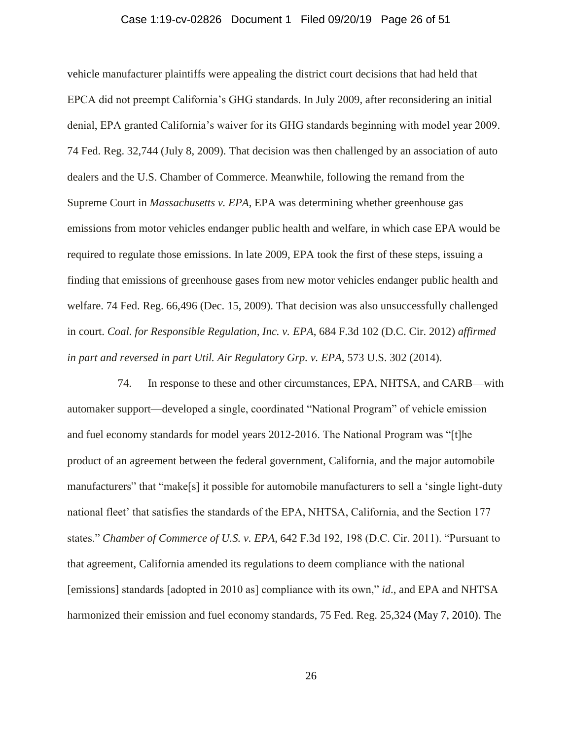vehicle manufacturer plaintiffs were appealing the district court decisions that had held that EPCA did not preempt California's GHG standards. In July 2009, after reconsidering an initial denial, EPA granted California's waiver for its GHG standards beginning with model year 2009. 74 Fed. Reg. 32,744 (July 8, 2009). That decision was then challenged by an association of auto dealers and the U.S. Chamber of Commerce. Meanwhile, following the remand from the Supreme Court in *Massachusetts v. EPA*, EPA was determining whether greenhouse gas emissions from motor vehicles endanger public health and welfare, in which case EPA would be required to regulate those emissions. In late 2009, EPA took the first of these steps, issuing a finding that emissions of greenhouse gases from new motor vehicles endanger public health and welfare. 74 Fed. Reg. 66,496 (Dec. 15, 2009). That decision was also unsuccessfully challenged in court. *Coal. for Responsible Regulation, Inc. v. EPA*, 684 F.3d 102 (D.C. Cir. 2012) *affirmed in part and reversed in part Util. Air Regulatory Grp. v. EPA*, 573 U.S. 302 (2014).

74. In response to these and other circumstances, EPA, NHTSA, and CARB—with automaker support—developed a single, coordinated "National Program" of vehicle emission and fuel economy standards for model years 2012-2016. The National Program was "[t]he product of an agreement between the federal government, California, and the major automobile manufacturers" that "make[s] it possible for automobile manufacturers to sell a 'single light-duty national fleet' that satisfies the standards of the EPA, NHTSA, California, and the Section 177 states." *Chamber of Commerce of U.S. v. EPA*, 642 F.3d 192, 198 (D.C. Cir. 2011). "Pursuant to that agreement, California amended its regulations to deem compliance with the national [emissions] standards [adopted in 2010 as] compliance with its own," *id*., and EPA and NHTSA harmonized their emission and fuel economy standards, 75 Fed. Reg. 25,324 (May 7, 2010). The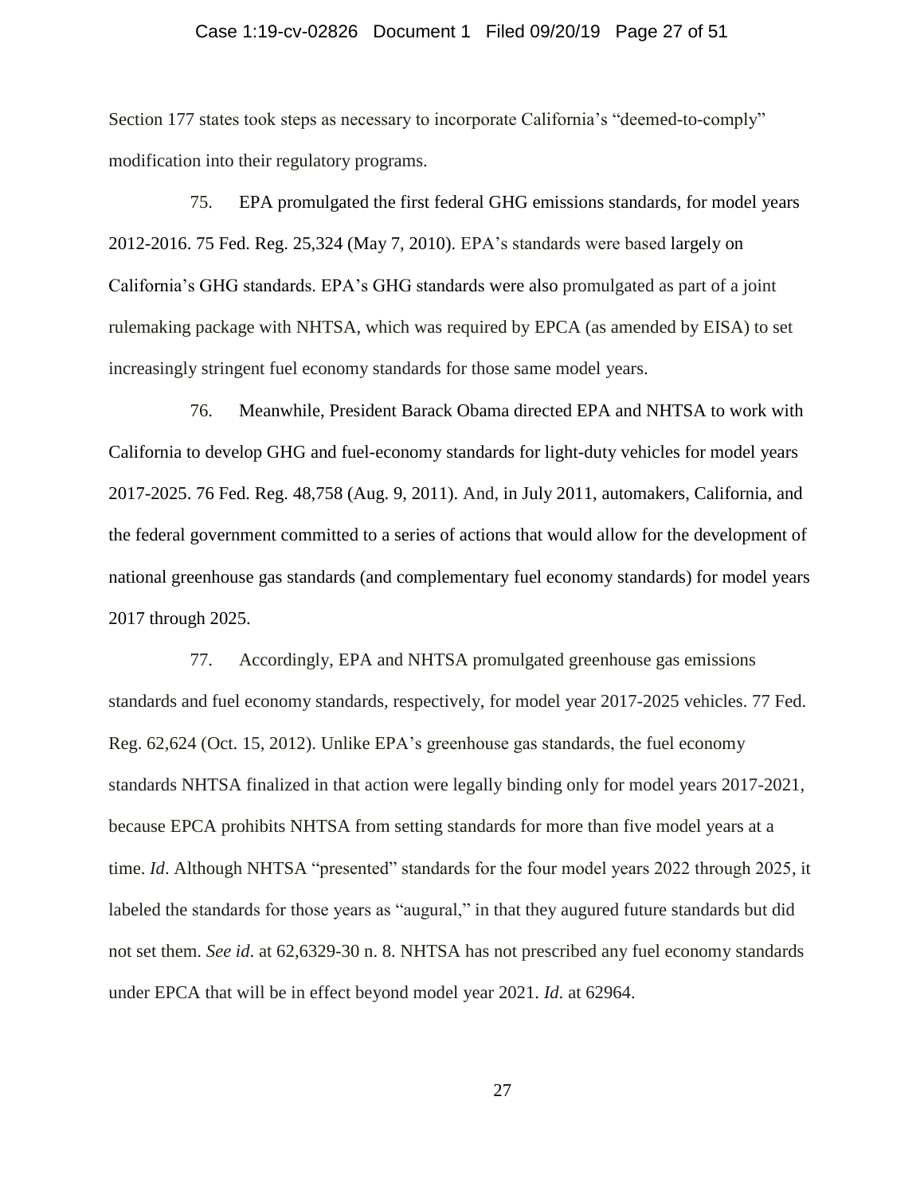Section 177 states took steps as necessary to incorporate California's "deemed-to-comply" modification into their regulatory programs.

75. EPA promulgated the first federal GHG emissions standards, for model years 2012-2016. 75 Fed. Reg. 25,324 (May 7, 2010). EPA's standards were based largely on California's GHG standards. EPA's GHG standards were also promulgated as part of a joint rulemaking package with NHTSA, which was required by EPCA (as amended by EISA) to set increasingly stringent fuel economy standards for those same model years.

76. Meanwhile, President Barack Obama directed EPA and NHTSA to work with California to develop GHG and fuel-economy standards for light-duty vehicles for model years 2017-2025. 76 Fed. Reg. 48,758 (Aug. 9, 2011). And, in July 2011, automakers, California, and the federal government committed to a series of actions that would allow for the development of national greenhouse gas standards (and complementary fuel economy standards) for model years 2017 through 2025.

77. Accordingly, EPA and NHTSA promulgated greenhouse gas emissions standards and fuel economy standards, respectively, for model year 2017-2025 vehicles. 77 Fed. Reg. 62,624 (Oct. 15, 2012). Unlike EPA's greenhouse gas standards, the fuel economy standards NHTSA finalized in that action were legally binding only for model years 2017-2021, because EPCA prohibits NHTSA from setting standards for more than five model years at a time. *Id*. Although NHTSA "presented" standards for the four model years 2022 through 2025, it labeled the standards for those years as "augural," in that they augured future standards but did not set them. *See id*. at 62,6329-30 n. 8. NHTSA has not prescribed any fuel economy standards under EPCA that will be in effect beyond model year 2021. *Id.* at 62964.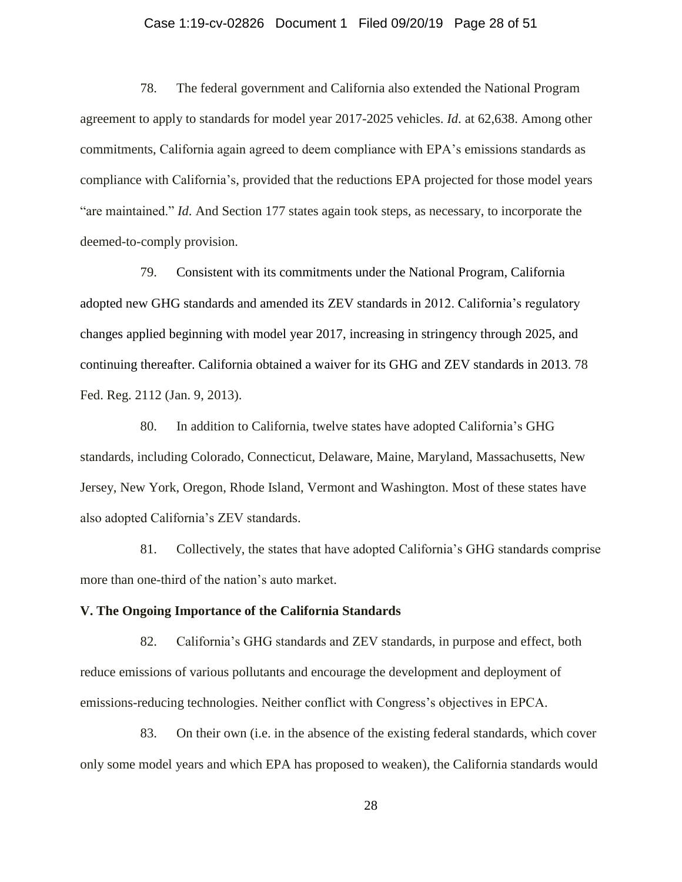78. The federal government and California also extended the National Program agreement to apply to standards for model year 2017-2025 vehicles. *Id.* at 62,638. Among other commitments, California again agreed to deem compliance with EPA's emissions standards as compliance with California's, provided that the reductions EPA projected for those model years "are maintained." *Id.* And Section 177 states again took steps, as necessary, to incorporate the deemed-to-comply provision.

79. Consistent with its commitments under the National Program, California adopted new GHG standards and amended its ZEV standards in 2012. California's regulatory changes applied beginning with model year 2017, increasing in stringency through 2025, and continuing thereafter. California obtained a waiver for its GHG and ZEV standards in 2013. 78 Fed. Reg. 2112 (Jan. 9, 2013).

80. In addition to California, twelve states have adopted California's GHG standards, including Colorado, Connecticut, Delaware, Maine, Maryland, Massachusetts, New Jersey, New York, Oregon, Rhode Island, Vermont and Washington. Most of these states have also adopted California's ZEV standards.

81. Collectively, the states that have adopted California's GHG standards comprise more than one-third of the nation's auto market.

**V. The Ongoing Importance of the California Standards**

82. California's GHG standards and ZEV standards, in purpose and effect, both reduce emissions of various pollutants and encourage the development and deployment of emissions-reducing technologies. Neither conflict with Congress's objectives in EPCA.

83. On their own (i.e. in the absence of the existing federal standards, which cover only some model years and which EPA has proposed to weaken), the California standards would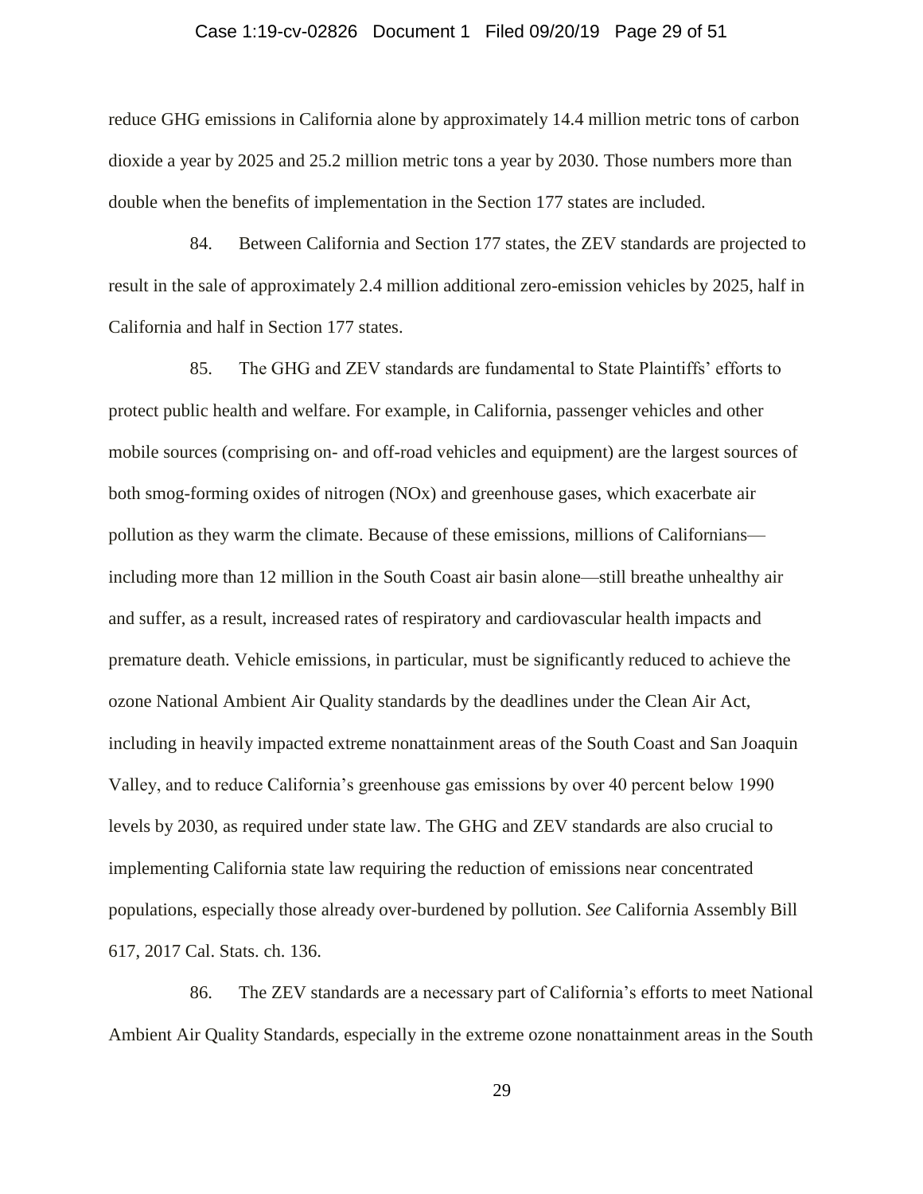reduce GHG emissions in California alone by approximately 14.4 million metric tons of carbon dioxide a year by 2025 and 25.2 million metric tons a year by 2030. Those numbers more than double when the benefits of implementation in the Section 177 states are included.

84. Between California and Section 177 states, the ZEV standards are projected to result in the sale of approximately 2.4 million additional zero-emission vehicles by 2025, half in California and half in Section 177 states.

85. The GHG and ZEV standards are fundamental to State Plaintiffs' efforts to protect public health and welfare. For example, in California, passenger vehicles and other mobile sources (comprising on- and off-road vehicles and equipment) are the largest sources of both smog-forming oxides of nitrogen (NOx) and greenhouse gases, which exacerbate air pollution as they warm the climate. Because of these emissions, millions of Californians—including more than 12 million in the South Coast air basin alone—still breathe unhealthy air and suffer, as a result, increased rates of respiratory and cardiovascular health impacts and premature death. Vehicle emissions, in particular, must be significantly reduced to achieve the ozone National Ambient Air Quality standards by the deadlines under the Clean Air Act, including in heavily impacted extreme nonattainment areas of the South Coast and San Joaquin Valley, and to reduce California's greenhouse gas emissions by over 40 percent below 1990 levels by 2030, as required under state law. The GHG and ZEV standards are also crucial to implementing California state law requiring the reduction of emissions near concentrated populations, especially those already over-burdened by pollution. *See* California Assembly Bill 617, 2017 Cal. Stats. ch. 136.

86. The ZEV standards are a necessary part of California's efforts to meet National Ambient Air Quality Standards, especially in the extreme ozone nonattainment areas in the South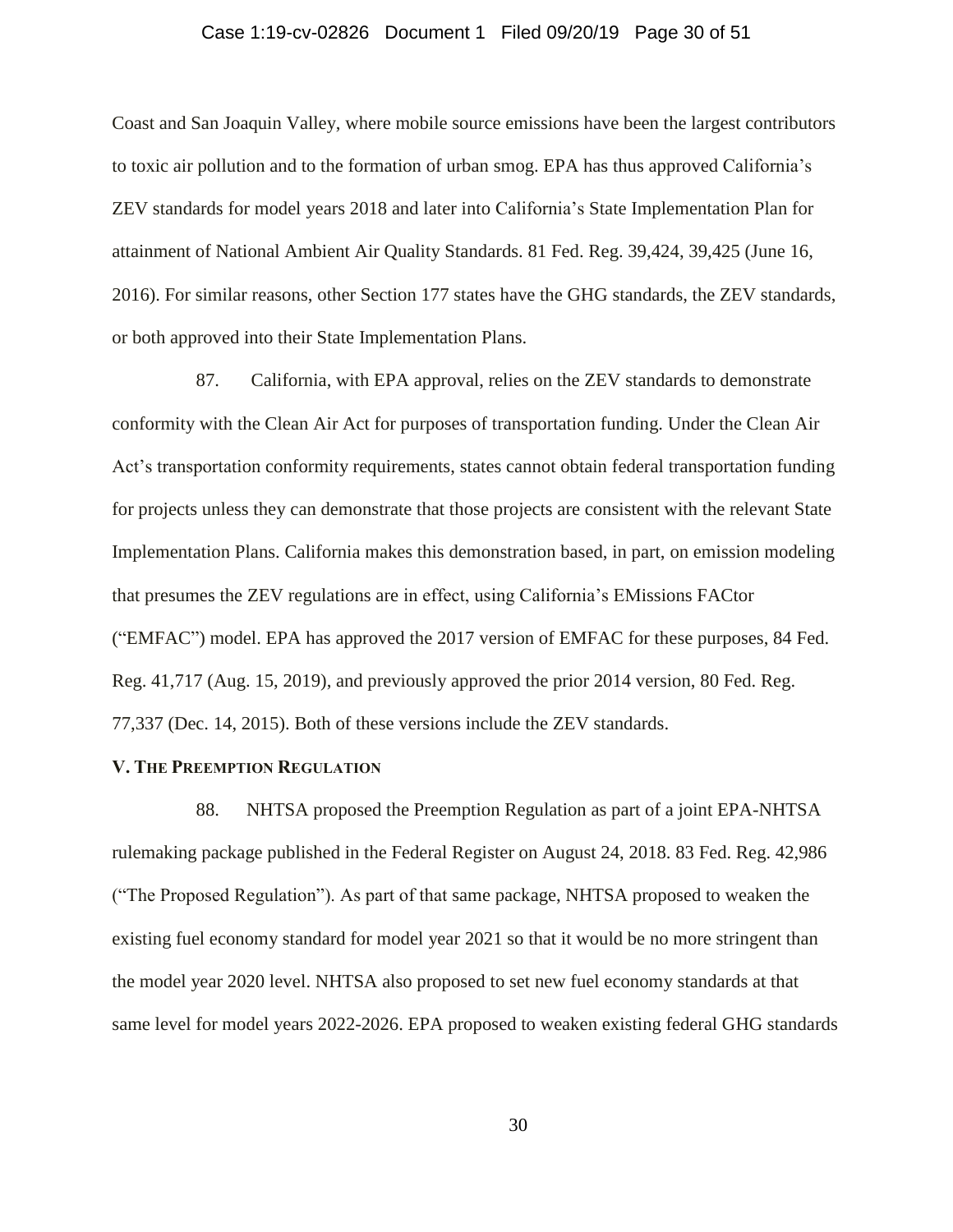Coast and San Joaquin Valley, where mobile source emissions have been the largest contributors to toxic air pollution and to the formation of urban smog. EPA has thus approved California's ZEV standards for model years 2018 and later into California's State Implementation Plan for attainment of National Ambient Air Quality Standards. 81 Fed. Reg. 39,424, 39,425 (June 16, 2016). For similar reasons, other Section 177 states have the GHG standards, the ZEV standards, or both approved into their State Implementation Plans.

87. California, with EPA approval, relies on the ZEV standards to demonstrate conformity with the Clean Air Act for purposes of transportation funding. Under the Clean Air Act's transportation conformity requirements, states cannot obtain federal transportation funding for projects unless they can demonstrate that those projects are consistent with the relevant State Implementation Plans. California makes this demonstration based, in part, on emission modeling that presumes the ZEV regulations are in effect, using California's EMissions FACtor ("EMFAC") model. EPA has approved the 2017 version of EMFAC for these purposes, 84 Fed. Reg. 41,717 (Aug. 15, 2019), and previously approved the prior 2014 version, 80 Fed. Reg. 77,337 (Dec. 14, 2015). Both of these versions include the ZEV standards.

## V. The Preemption Regulation

88. NHTSA proposed the Preemption Regulation as part of a joint EPA-NHTSA rulemaking package published in the Federal Register on August 24, 2018. 83 Fed. Reg. 42,986 ("The Proposed Regulation"). As part of that same package, NHTSA proposed to weaken the existing fuel economy standard for model year 2021 so that it would be no more stringent than the model year 2020 level. NHTSA also proposed to set new fuel economy standards at that same level for model years 2022-2026. EPA proposed to weaken existing federal GHG standards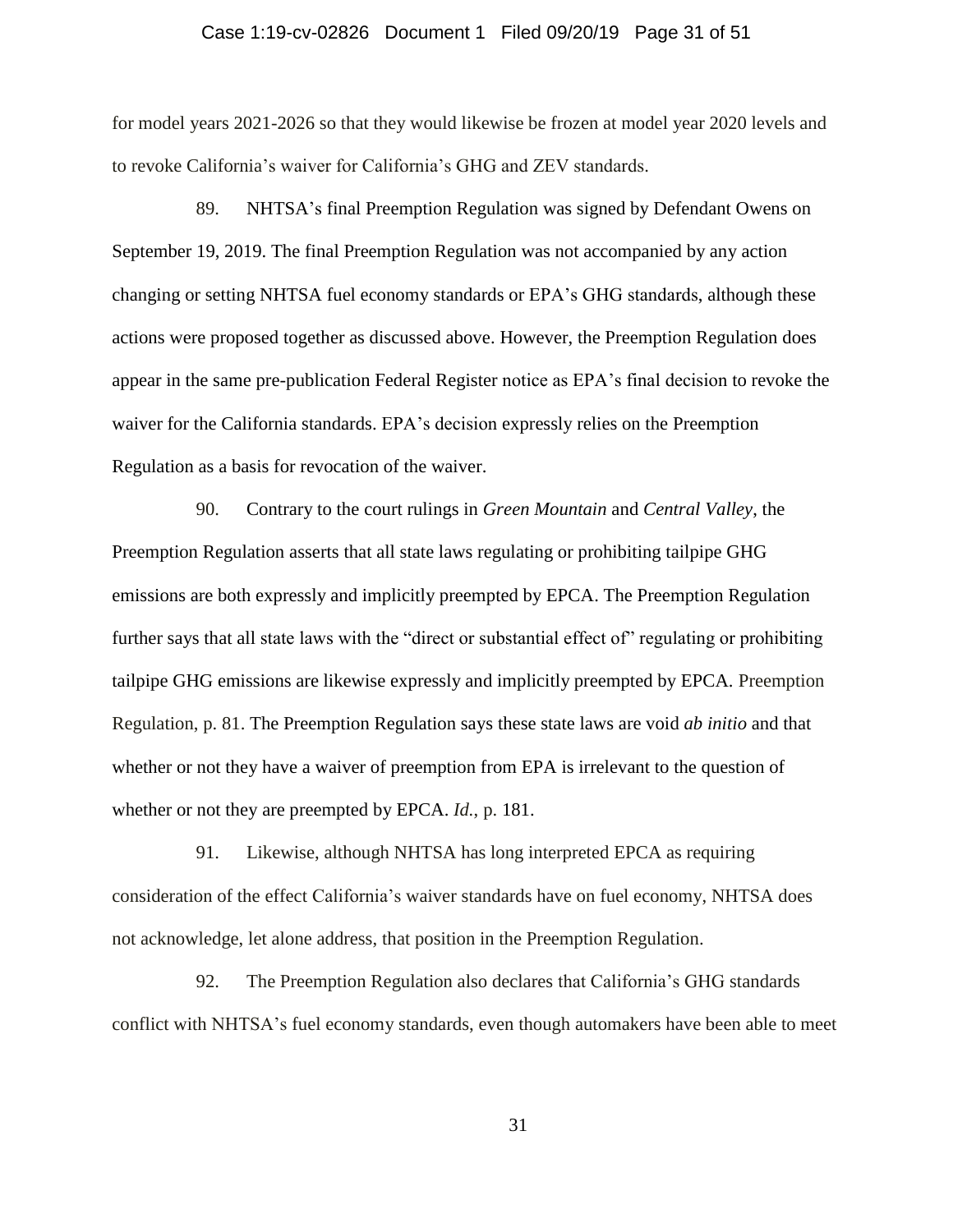for model years 2021-2026 so that they would likewise be frozen at model year 2020 levels and to revoke California's waiver for California's GHG and ZEV standards.

89. NHTSA's final Preemption Regulation was signed by Defendant Owens on September 19, 2019. The final Preemption Regulation was not accompanied by any action changing or setting NHTSA fuel economy standards or EPA's GHG standards, although these actions were proposed together as discussed above. However, the Preemption Regulation does appear in the same pre-publication Federal Register notice as EPA's final decision to revoke the waiver for the California standards. EPA's decision expressly relies on the Preemption Regulation as a basis for revocation of the waiver.

90. Contrary to the court rulings in *Green Mountain* and *Central Valley*, the Preemption Regulation asserts that all state laws regulating or prohibiting tailpipe GHG emissions are both expressly and implicitly preempted by EPCA. The Preemption Regulation further says that all state laws with the "direct or substantial effect of" regulating or prohibiting tailpipe GHG emissions are likewise expressly and implicitly preempted by EPCA. Preemption Regulation, p. 81. The Preemption Regulation says these state laws are void *ab initio* and that whether or not they have a waiver of preemption from EPA is irrelevant to the question of whether or not they are preempted by EPCA. *Id.*, p. 181.

91. Likewise, although NHTSA has long interpreted EPCA as requiring consideration of the effect California's waiver standards have on fuel economy, NHTSA does not acknowledge, let alone address, that position in the Preemption Regulation.

92. The Preemption Regulation also declares that California's GHG standards conflict with NHTSA's fuel economy standards, even though automakers have been able to meet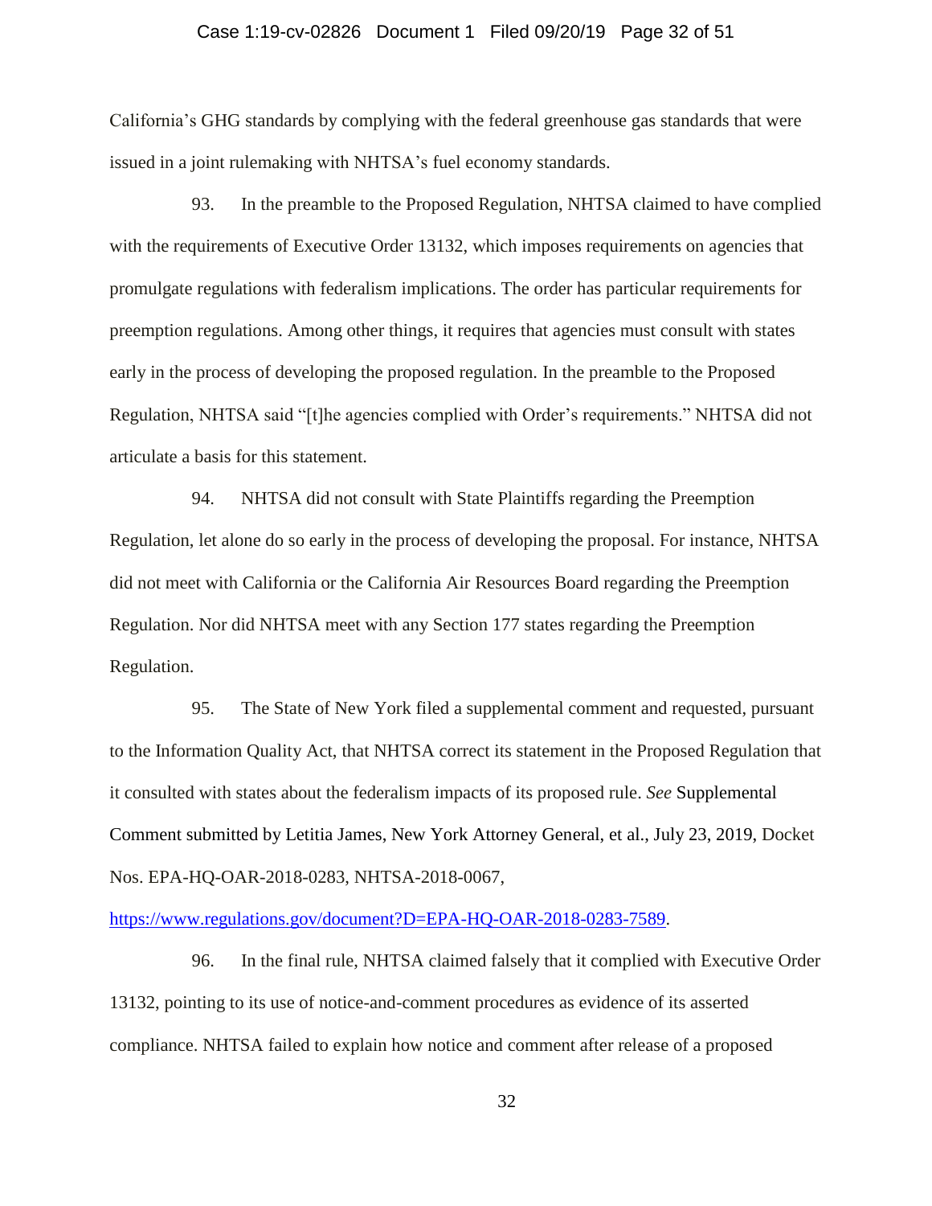California's GHG standards by complying with the federal greenhouse gas standards that were issued in a joint rulemaking with NHTSA's fuel economy standards.

93. In the preamble to the Proposed Regulation, NHTSA claimed to have complied with the requirements of Executive Order 13132, which imposes requirements on agencies that promulgate regulations with federalism implications. The order has particular requirements for preemption regulations. Among other things, it requires that agencies must consult with states early in the process of developing the proposed regulation. In the preamble to the Proposed Regulation, NHTSA said "[t]he agencies complied with Order's requirements." NHTSA did not articulate a basis for this statement.

94. NHTSA did not consult with State Plaintiffs regarding the Preemption Regulation, let alone do so early in the process of developing the proposal. For instance, NHTSA did not meet with California or the California Air Resources Board regarding the Preemption Regulation. Nor did NHTSA meet with any Section 177 states regarding the Preemption Regulation.

95. The State of New York filed a supplemental comment and requested, pursuant to the Information Quality Act, that NHTSA correct its statement in the Proposed Regulation that it consulted with states about the federalism impacts of its proposed rule. *See* Supplemental Comment submitted by Letitia James, New York Attorney General, et al., July 23, 2019, Docket Nos. EPA-HQ-OAR-2018-0283, NHTSA-2018-0067, https://www.regulations.gov/document?D=EPA-HQ-OAR-2018-0283-7589.

96. In the final rule, NHTSA claimed falsely that it complied with Executive Order 13132, pointing to its use of notice-and-comment procedures as evidence of its asserted compliance. NHTSA failed to explain how notice and comment after release of a proposed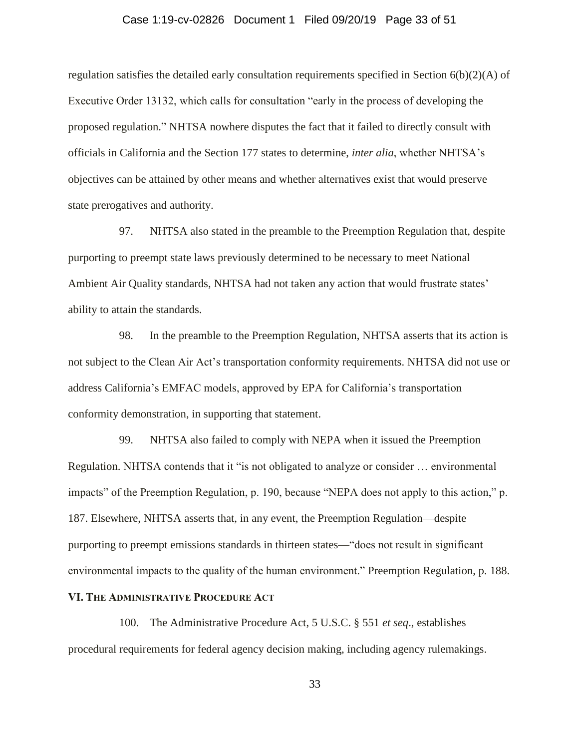regulation satisfies the detailed early consultation requirements specified in Section 6(b)(2)(A) of Executive Order 13132, which calls for consultation "early in the process of developing the proposed regulation." NHTSA nowhere disputes the fact that it failed to directly consult with officials in California and the Section 177 states to determine, *inter alia*, whether NHTSA's objectives can be attained by other means and whether alternatives exist that would preserve state prerogatives and authority.

97. NHTSA also stated in the preamble to the Preemption Regulation that, despite purporting to preempt state laws previously determined to be necessary to meet National Ambient Air Quality standards, NHTSA had not taken any action that would frustrate states' ability to attain the standards.

98. In the preamble to the Preemption Regulation, NHTSA asserts that its action is not subject to the Clean Air Act's transportation conformity requirements. NHTSA did not use or address California's EMFAC models, approved by EPA for California's transportation conformity demonstration, in supporting that statement.

99. NHTSA also failed to comply with NEPA when it issued the Preemption Regulation. NHTSA contends that it "is not obligated to analyze or consider … environmental impacts" of the Preemption Regulation, p. 190, because "NEPA does not apply to this action," p. 187. Elsewhere, NHTSA asserts that, in any event, the Preemption Regulation—despite purporting to preempt emissions standards in thirteen states—"does not result in significant environmental impacts to the quality of the human environment." Preemption Regulation, p. 188.

## VI. THE ADMINISTRATIVE PROCEDURE ACT

100. The Administrative Procedure Act, 5 U.S.C. § 551 *et seq*., establishes procedural requirements for federal agency decision making, including agency rulemakings.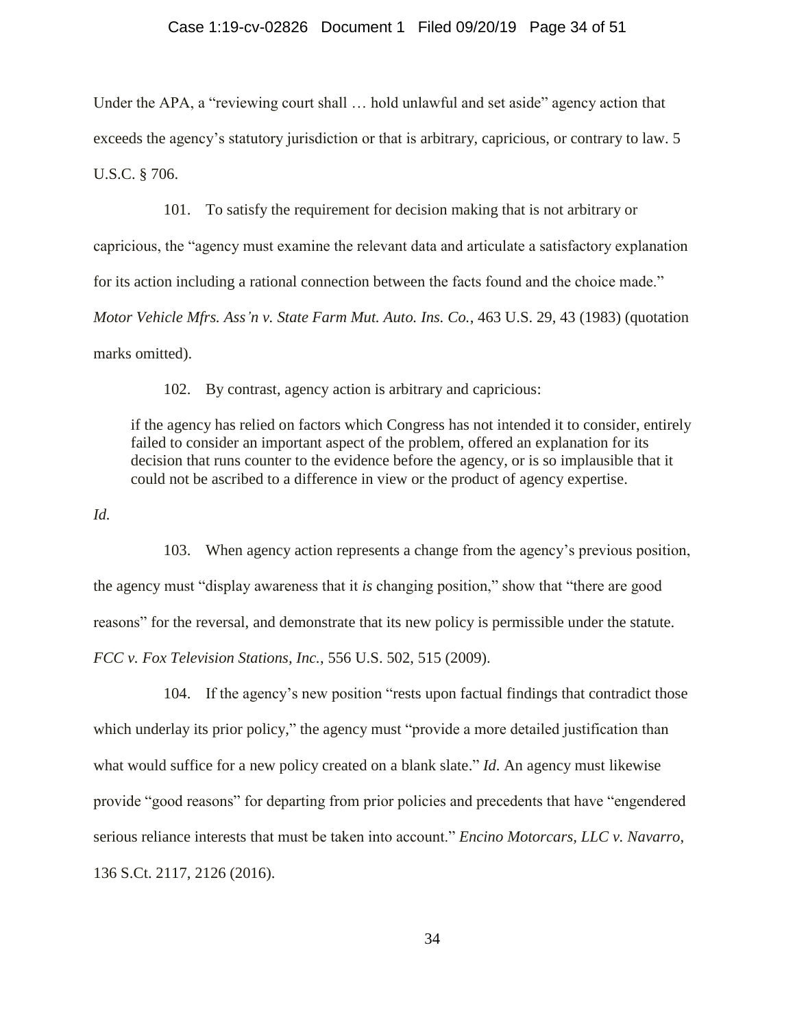Under the APA, a "reviewing court shall … hold unlawful and set aside" agency action that exceeds the agency's statutory jurisdiction or that is arbitrary, capricious, or contrary to law. 5 U.S.C. § 706.

101. To satisfy the requirement for decision making that is not arbitrary or capricious, the "agency must examine the relevant data and articulate a satisfactory explanation for its action including a rational connection between the facts found and the choice made." *Motor Vehicle Mfrs. Ass'n v. State Farm Mut. Auto. Ins. Co.*, 463 U.S. 29, 43 (1983) (quotation marks omitted).

102. By contrast, agency action is arbitrary and capricious:

> if the agency has relied on factors which Congress has not intended it to consider, entirely failed to consider an important aspect of the problem, offered an explanation for its decision that runs counter to the evidence before the agency, or is so implausible that it could not be ascribed to a difference in view or the product of agency expertise.

*Id.*

103. When agency action represents a change from the agency's previous position, the agency must "display awareness that it *is* changing position," show that "there are good reasons" for the reversal, and demonstrate that its new policy is permissible under the statute. *FCC v. Fox Television Stations, Inc.*, 556 U.S. 502, 515 (2009).

104. If the agency's new position "rests upon factual findings that contradict those which underlay its prior policy," the agency must "provide a more detailed justification than what would suffice for a new policy created on a blank slate." *Id*. An agency must likewise provide "good reasons" for departing from prior policies and precedents that have "engendered serious reliance interests that must be taken into account." *Encino Motorcars, LLC v. Navarro*, 136 S.Ct. 2117, 2126 (2016).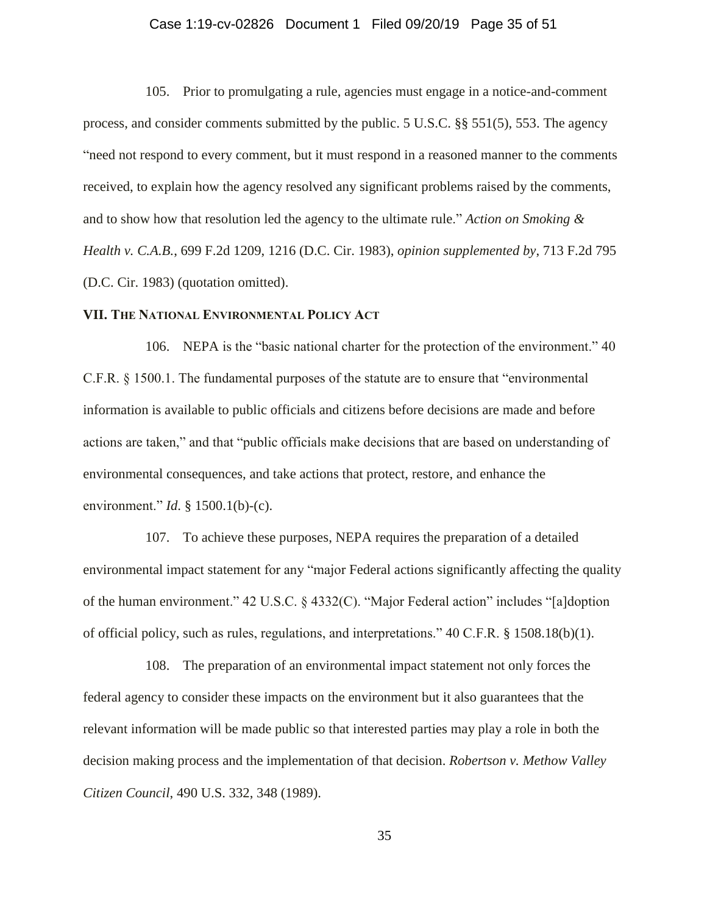105. Prior to promulgating a rule, agencies must engage in a notice-and-comment process, and consider comments submitted by the public. 5 U.S.C. §§ 551(5), 553. The agency "need not respond to every comment, but it must respond in a reasoned manner to the comments received, to explain how the agency resolved any significant problems raised by the comments, and to show how that resolution led the agency to the ultimate rule." *Action on Smoking & Health v. C.A.B.*, 699 F.2d 1209, 1216 (D.C. Cir. 1983), *opinion supplemented by*, 713 F.2d 795 (D.C. Cir. 1983) (quotation omitted).

## VII. THE NATIONAL ENVIRONMENTAL POLICY ACT

106. NEPA is the "basic national charter for the protection of the environment." 40 C.F.R. § 1500.1. The fundamental purposes of the statute are to ensure that "environmental information is available to public officials and citizens before decisions are made and before actions are taken," and that "public officials make decisions that are based on understanding of environmental consequences, and take actions that protect, restore, and enhance the environment." *Id.* § 1500.1(b)-(c).

107. To achieve these purposes, NEPA requires the preparation of a detailed environmental impact statement for any "major Federal actions significantly affecting the quality of the human environment." 42 U.S.C. § 4332(C). "Major Federal action" includes "[a]doption of official policy, such as rules, regulations, and interpretations." 40 C.F.R. § 1508.18(b)(1).

108. The preparation of an environmental impact statement not only forces the federal agency to consider these impacts on the environment but it also guarantees that the relevant information will be made public so that interested parties may play a role in both the decision making process and the implementation of that decision. *Robertson v. Methow Valley Citizen Council*, 490 U.S. 332, 348 (1989).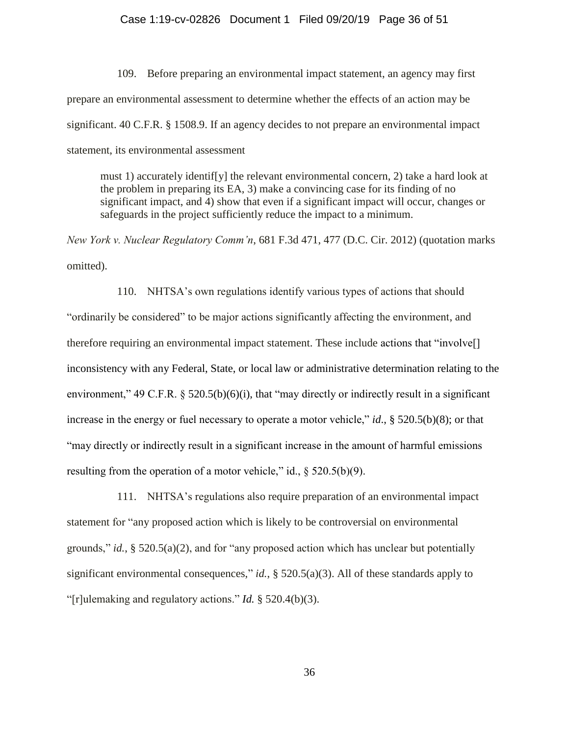109. Before preparing an environmental impact statement, an agency may first prepare an environmental assessment to determine whether the effects of an action may be significant. 40 C.F.R. § 1508.9. If an agency decides to not prepare an environmental impact statement, its environmental assessment

> must 1) accurately identif[y] the relevant environmental concern, 2) take a hard look at the problem in preparing its EA, 3) make a convincing case for its finding of no significant impact, and 4) show that even if a significant impact will occur, changes or safeguards in the project sufficiently reduce the impact to a minimum.

*New York v. Nuclear Regulatory Comm'n*, 681 F.3d 471, 477 (D.C. Cir. 2012) (quotation marks omitted).

110. NHTSA's own regulations identify various types of actions that should "ordinarily be considered" to be major actions significantly affecting the environment, and therefore requiring an environmental impact statement. These include actions that "involve[] inconsistency with any Federal, State, or local law or administrative determination relating to the environment," 49 C.F.R. § 520.5(b)(6)(i), that "may directly or indirectly result in a significant increase in the energy or fuel necessary to operate a motor vehicle," *id*., § 520.5(b)(8); or that "may directly or indirectly result in a significant increase in the amount of harmful emissions resulting from the operation of a motor vehicle," id., § 520.5(b)(9).

111. NHTSA's regulations also require preparation of an environmental impact statement for "any proposed action which is likely to be controversial on environmental grounds," *id.*, § 520.5(a)(2), and for "any proposed action which has unclear but potentially significant environmental consequences," *id.*, § 520.5(a)(3). All of these standards apply to "[r]ulemaking and regulatory actions." *Id.* § 520.4(b)(3).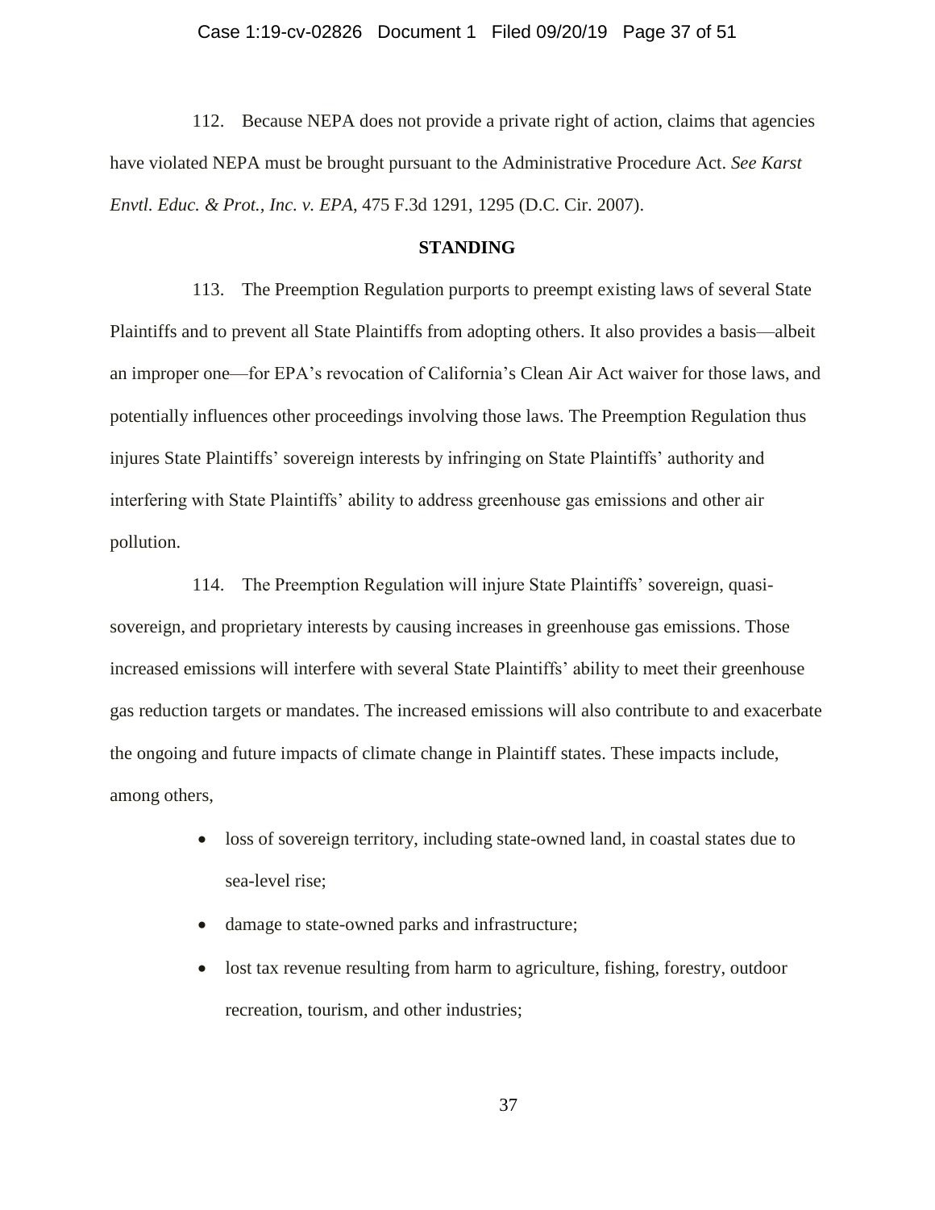112. Because NEPA does not provide a private right of action, claims that agencies have violated NEPA must be brought pursuant to the Administrative Procedure Act. *See Karst Envtl. Educ. & Prot., Inc. v. EPA*, 475 F.3d 1291, 1295 (D.C. Cir. 2007).

## STANDING

113. The Preemption Regulation purports to preempt existing laws of several State Plaintiffs and to prevent all State Plaintiffs from adopting others. It also provides a basis—albeit an improper one—for EPA's revocation of California's Clean Air Act waiver for those laws, and potentially influences other proceedings involving those laws. The Preemption Regulation thus injures State Plaintiffs' sovereign interests by infringing on State Plaintiffs' authority and interfering with State Plaintiffs' ability to address greenhouse gas emissions and other air pollution.

114. The Preemption Regulation will injure State Plaintiffs' sovereign, quasi-sovereign, and proprietary interests by causing increases in greenhouse gas emissions. Those increased emissions will interfere with several State Plaintiffs' ability to meet their greenhouse gas reduction targets or mandates. The increased emissions will also contribute to and exacerbate the ongoing and future impacts of climate change in Plaintiff states. These impacts include, among others,

- loss of sovereign territory, including state-owned land, in coastal states due to sea-level rise;
- damage to state-owned parks and infrastructure;
- lost tax revenue resulting from harm to agriculture, fishing, forestry, outdoor recreation, tourism, and other industries;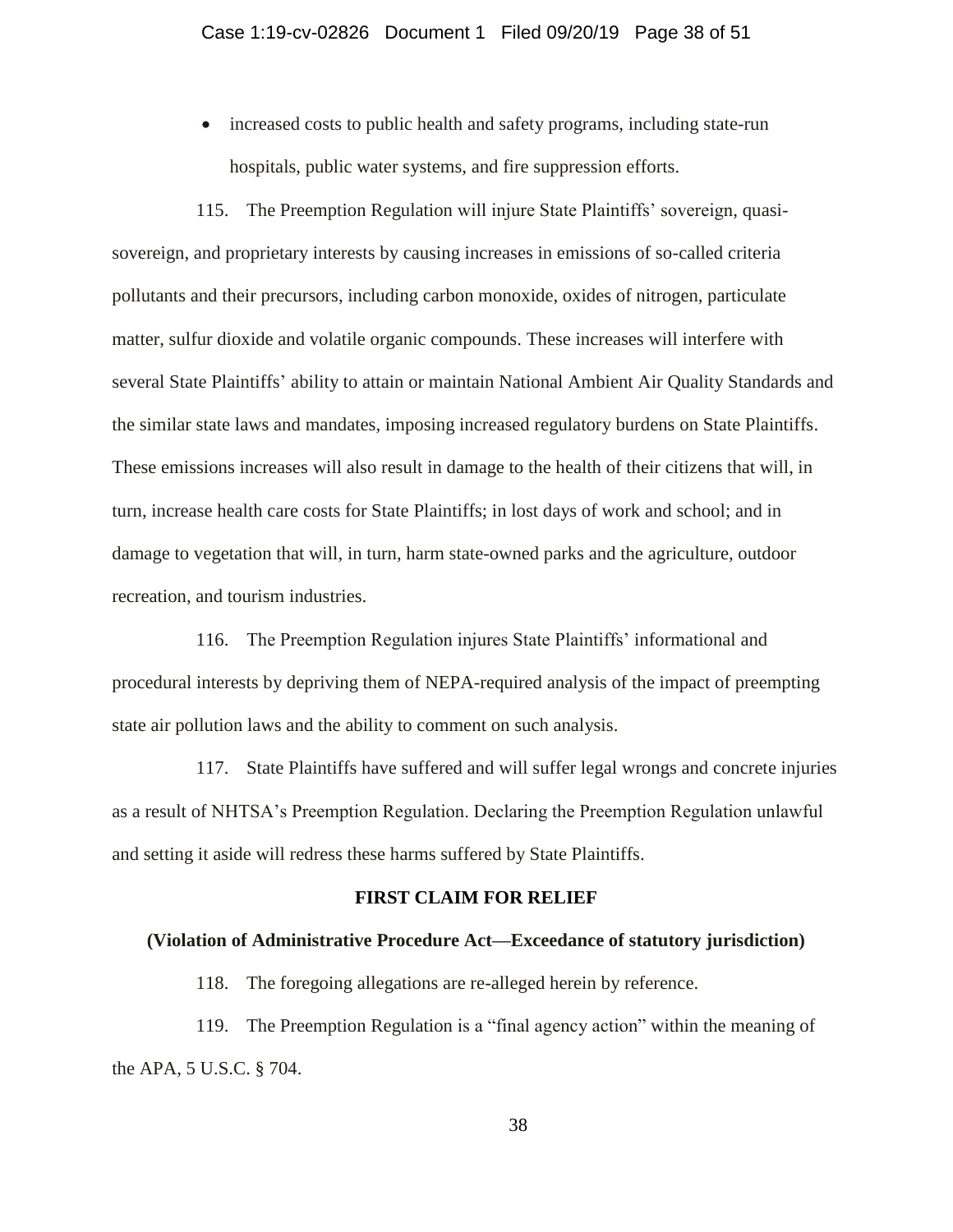- increased costs to public health and safety programs, including state-run hospitals, public water systems, and fire suppression efforts.

115. The Preemption Regulation will injure State Plaintiffs' sovereign, quasi-sovereign, and proprietary interests by causing increases in emissions of so-called criteria pollutants and their precursors, including carbon monoxide, oxides of nitrogen, particulate matter, sulfur dioxide and volatile organic compounds. These increases will interfere with several State Plaintiffs' ability to attain or maintain National Ambient Air Quality Standards and the similar state laws and mandates, imposing increased regulatory burdens on State Plaintiffs. These emissions increases will also result in damage to the health of their citizens that will, in turn, increase health care costs for State Plaintiffs; in lost days of work and school; and in damage to vegetation that will, in turn, harm state-owned parks and the agriculture, outdoor recreation, and tourism industries.

116. The Preemption Regulation injures State Plaintiffs' informational and procedural interests by depriving them of NEPA-required analysis of the impact of preempting state air pollution laws and the ability to comment on such analysis.

117. State Plaintiffs have suffered and will suffer legal wrongs and concrete injuries as a result of NHTSA's Preemption Regulation. Declaring the Preemption Regulation unlawful and setting it aside will redress these harms suffered by State Plaintiffs.

## FIRST CLAIM FOR RELIEF

### (Violation of Administrative Procedure Act—Exceedance of statutory jurisdiction)

118. The foregoing allegations are re-alleged herein by reference.

119. The Preemption Regulation is a "final agency action" within the meaning of the APA, 5 U.S.C. § 704.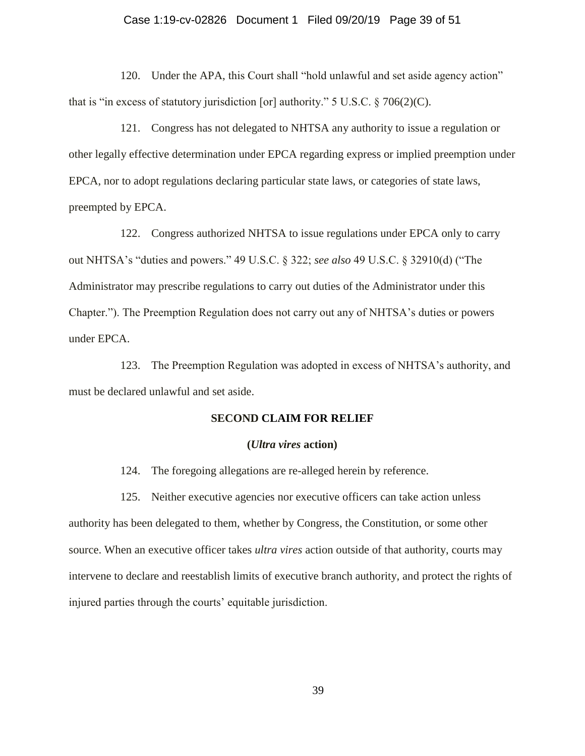120. Under the APA, this Court shall "hold unlawful and set aside agency action" that is "in excess of statutory jurisdiction [or] authority." 5 U.S.C. § 706(2)(C).

121. Congress has not delegated to NHTSA any authority to issue a regulation or other legally effective determination under EPCA regarding express or implied preemption under EPCA, nor to adopt regulations declaring particular state laws, or categories of state laws, preempted by EPCA.

122. Congress authorized NHTSA to issue regulations under EPCA only to carry out NHTSA's "duties and powers." 49 U.S.C. § 322; *see also* 49 U.S.C. § 32910(d) ("The Administrator may prescribe regulations to carry out duties of the Administrator under this Chapter."). The Preemption Regulation does not carry out any of NHTSA's duties or powers under EPCA.

123. The Preemption Regulation was adopted in excess of NHTSA's authority, and must be declared unlawful and set aside.

## SECOND CLAIM FOR RELIEF

### (*Ultra vires* action)

124. The foregoing allegations are re-alleged herein by reference.

125. Neither executive agencies nor executive officers can take action unless authority has been delegated to them, whether by Congress, the Constitution, or some other source. When an executive officer takes *ultra vires* action outside of that authority, courts may intervene to declare and reestablish limits of executive branch authority, and protect the rights of injured parties through the courts' equitable jurisdiction.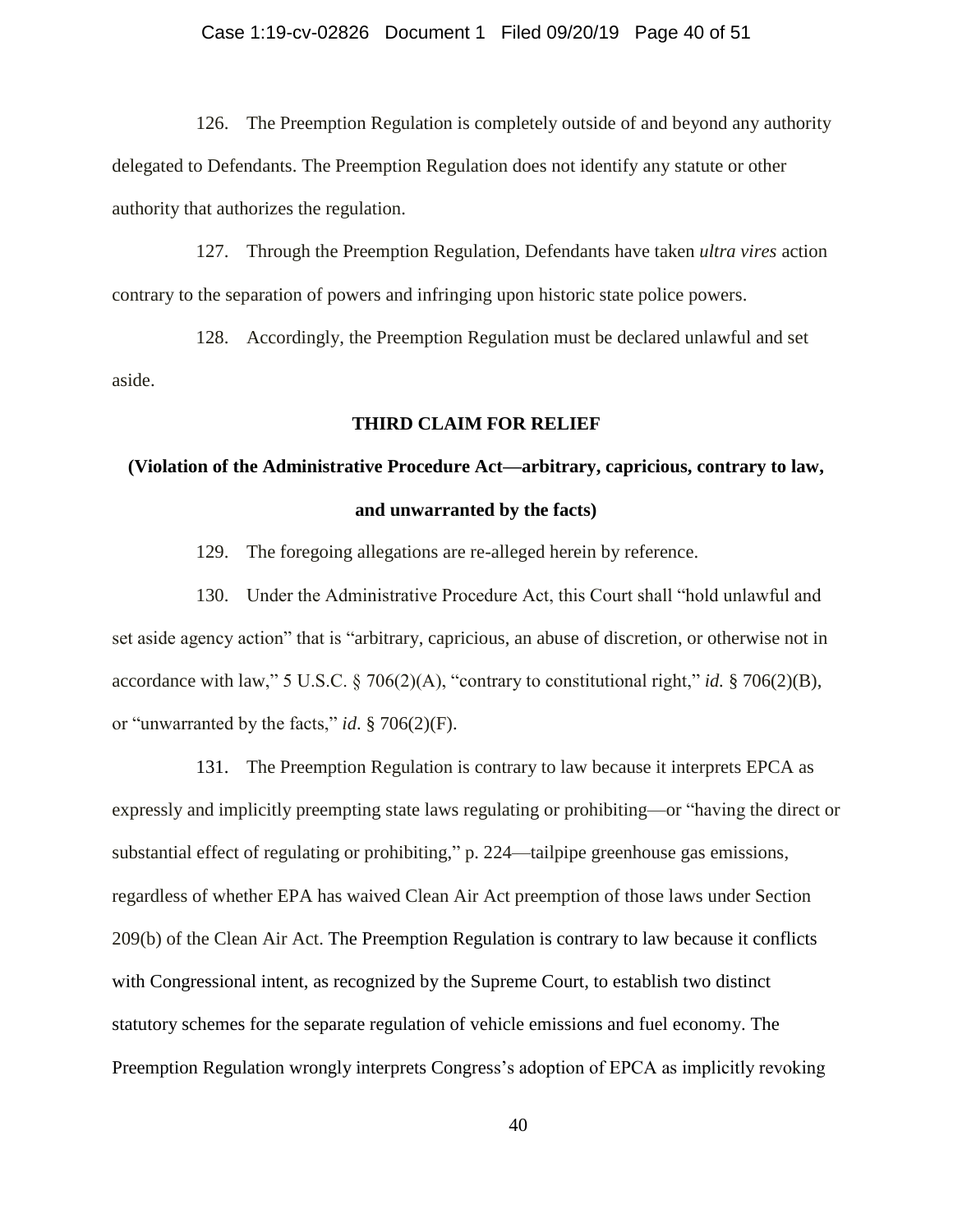126. The Preemption Regulation is completely outside of and beyond any authority delegated to Defendants. The Preemption Regulation does not identify any statute or other authority that authorizes the regulation.

127. Through the Preemption Regulation, Defendants have taken *ultra vires* action contrary to the separation of powers and infringing upon historic state police powers.

128. Accordingly, the Preemption Regulation must be declared unlawful and set aside.

**THIRD CLAIM FOR RELIEF**

**(Violation of the Administrative Procedure Act—arbitrary, capricious, contrary to law, and unwarranted by the facts)**

129. The foregoing allegations are re-alleged herein by reference.

130. Under the Administrative Procedure Act, this Court shall "hold unlawful and set aside agency action" that is "arbitrary, capricious, an abuse of discretion, or otherwise not in accordance with law," 5 U.S.C. § 706(2)(A), "contrary to constitutional right," *id.* § 706(2)(B), or "unwarranted by the facts," *id*. § 706(2)(F).

131. The Preemption Regulation is contrary to law because it interprets EPCA as expressly and implicitly preempting state laws regulating or prohibiting—or "having the direct or substantial effect of regulating or prohibiting," p. 224—tailpipe greenhouse gas emissions, regardless of whether EPA has waived Clean Air Act preemption of those laws under Section 209(b) of the Clean Air Act. The Preemption Regulation is contrary to law because it conflicts with Congressional intent, as recognized by the Supreme Court, to establish two distinct statutory schemes for the separate regulation of vehicle emissions and fuel economy. The Preemption Regulation wrongly interprets Congress's adoption of EPCA as implicitly revoking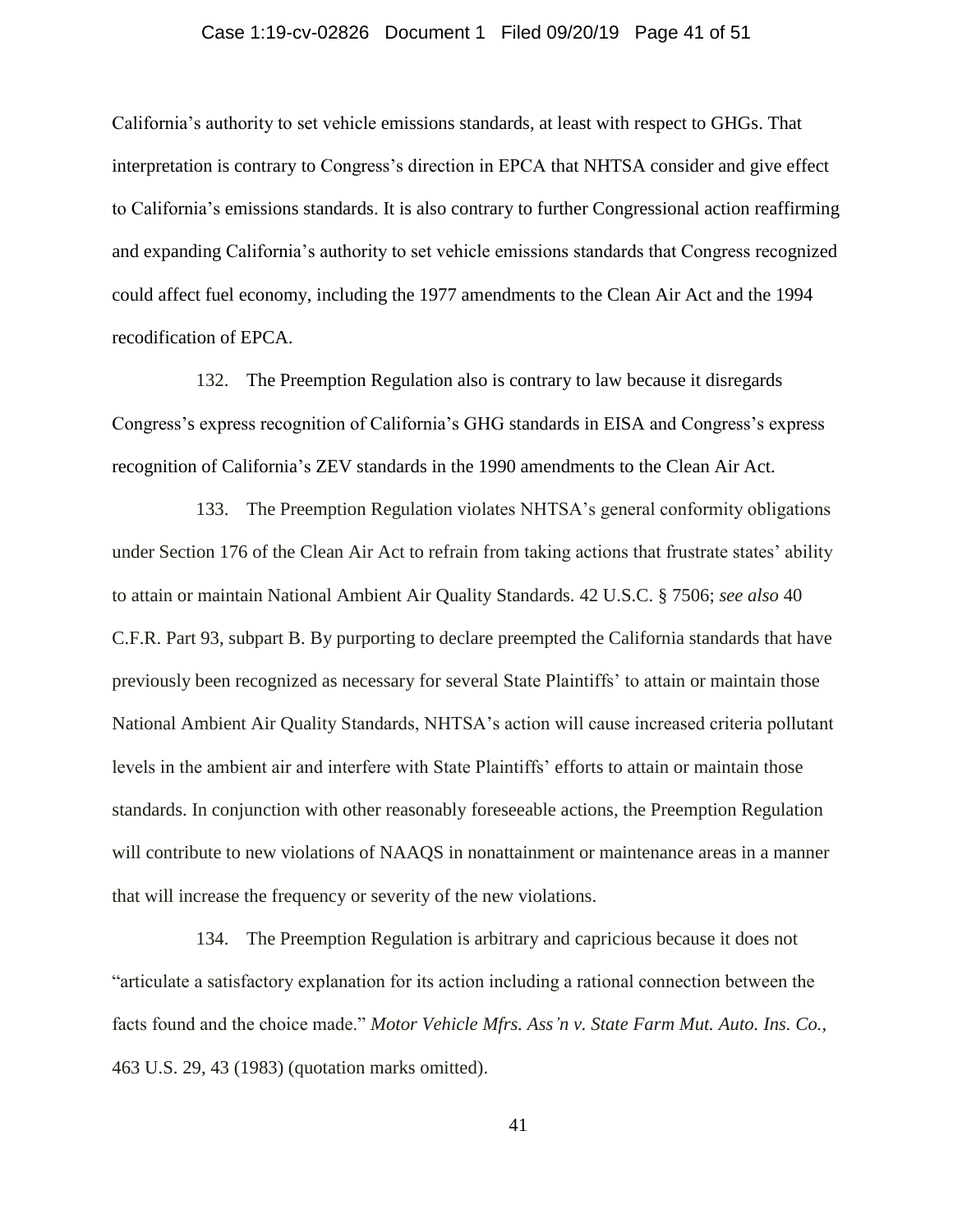California's authority to set vehicle emissions standards, at least with respect to GHGs. That interpretation is contrary to Congress's direction in EPCA that NHTSA consider and give effect to California's emissions standards. It is also contrary to further Congressional action reaffirming and expanding California's authority to set vehicle emissions standards that Congress recognized could affect fuel economy, including the 1977 amendments to the Clean Air Act and the 1994 recodification of EPCA.

132. The Preemption Regulation also is contrary to law because it disregards Congress's express recognition of California's GHG standards in EISA and Congress's express recognition of California's ZEV standards in the 1990 amendments to the Clean Air Act.

133. The Preemption Regulation violates NHTSA's general conformity obligations under Section 176 of the Clean Air Act to refrain from taking actions that frustrate states' ability to attain or maintain National Ambient Air Quality Standards. 42 U.S.C. § 7506; *see also* 40 C.F.R. Part 93, subpart B. By purporting to declare preempted the California standards that have previously been recognized as necessary for several State Plaintiffs' to attain or maintain those National Ambient Air Quality Standards, NHTSA's action will cause increased criteria pollutant levels in the ambient air and interfere with State Plaintiffs' efforts to attain or maintain those standards. In conjunction with other reasonably foreseeable actions, the Preemption Regulation will contribute to new violations of NAAQS in nonattainment or maintenance areas in a manner that will increase the frequency or severity of the new violations.

134. The Preemption Regulation is arbitrary and capricious because it does not "articulate a satisfactory explanation for its action including a rational connection between the facts found and the choice made." *Motor Vehicle Mfrs. Ass'n v. State Farm Mut. Auto. Ins. Co.*, 463 U.S. 29, 43 (1983) (quotation marks omitted).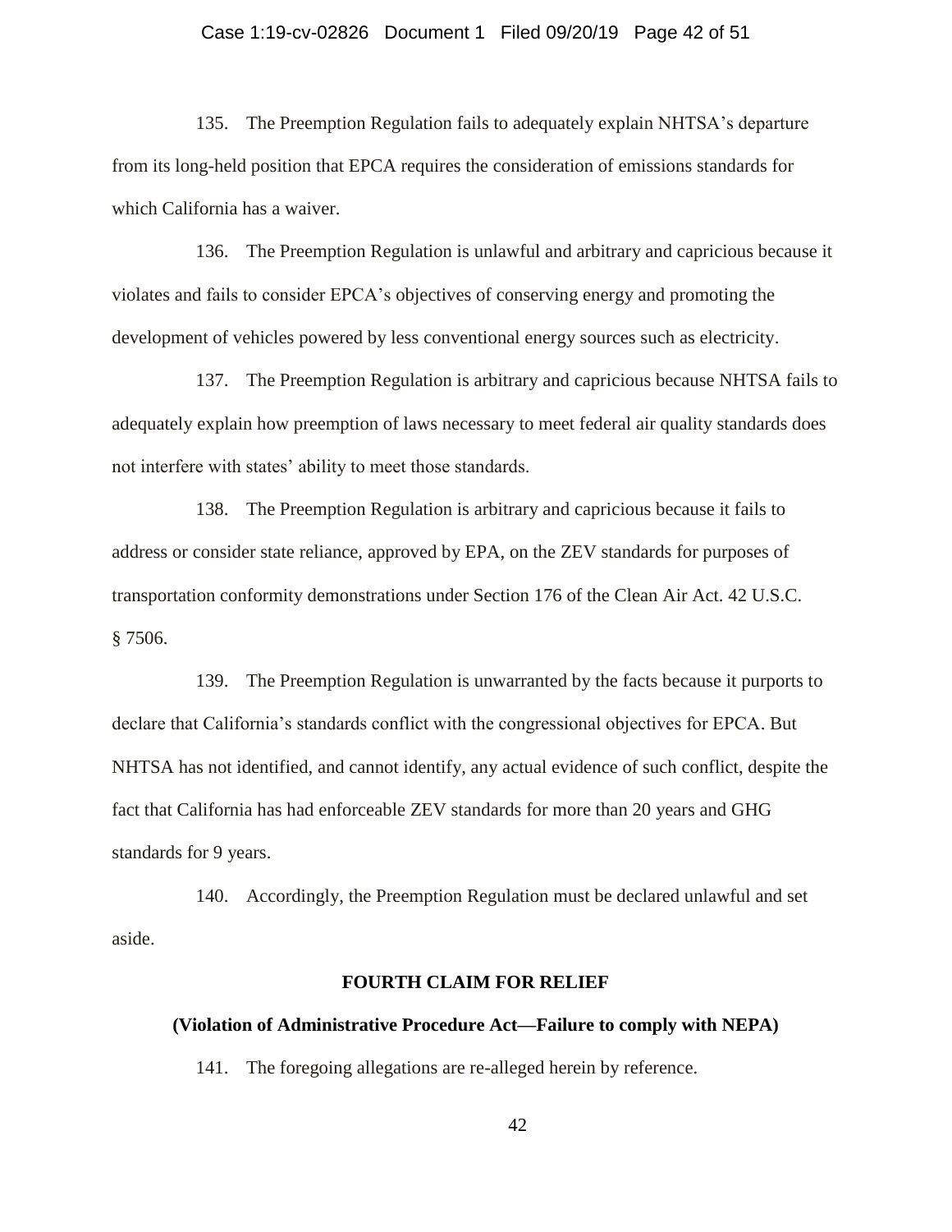135. The Preemption Regulation fails to adequately explain NHTSA's departure from its long-held position that EPCA requires the consideration of emissions standards for which California has a waiver.

136. The Preemption Regulation is unlawful and arbitrary and capricious because it violates and fails to consider EPCA's objectives of conserving energy and promoting the development of vehicles powered by less conventional energy sources such as electricity.

137. The Preemption Regulation is arbitrary and capricious because NHTSA fails to adequately explain how preemption of laws necessary to meet federal air quality standards does not interfere with states' ability to meet those standards.

138. The Preemption Regulation is arbitrary and capricious because it fails to address or consider state reliance, approved by EPA, on the ZEV standards for purposes of transportation conformity demonstrations under Section 176 of the Clean Air Act. 42 U.S.C. § 7506.

139. The Preemption Regulation is unwarranted by the facts because it purports to declare that California's standards conflict with the congressional objectives for EPCA. But NHTSA has not identified, and cannot identify, any actual evidence of such conflict, despite the fact that California has had enforceable ZEV standards for more than 20 years and GHG standards for 9 years.

140. Accordingly, the Preemption Regulation must be declared unlawful and set aside.

## FOURTH CLAIM FOR RELIEF

### (Violation of Administrative Procedure Act—Failure to comply with NEPA)

141. The foregoing allegations are re-alleged herein by reference.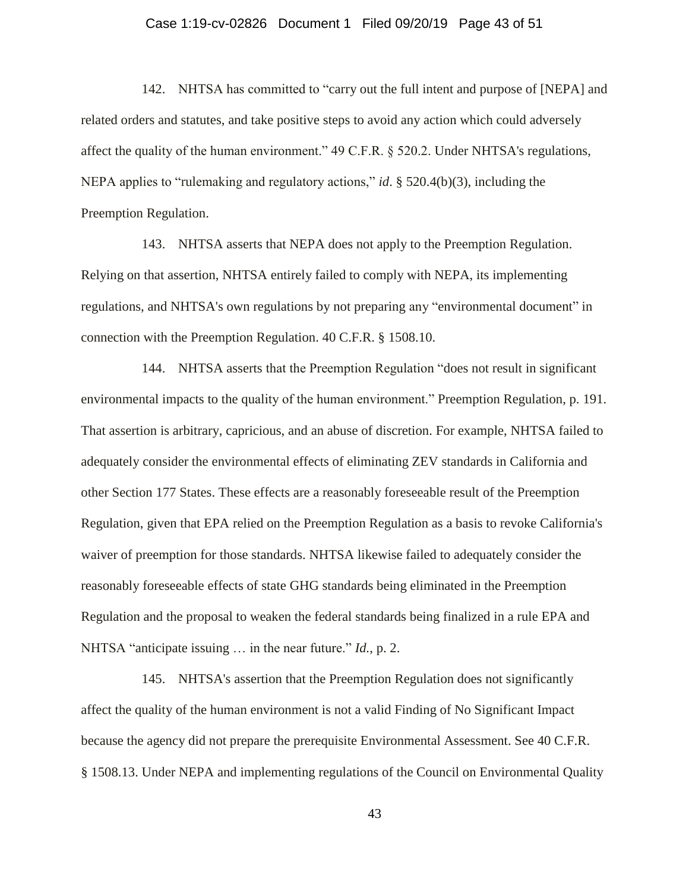142. NHTSA has committed to "carry out the full intent and purpose of [NEPA] and related orders and statutes, and take positive steps to avoid any action which could adversely affect the quality of the human environment." 49 C.F.R. § 520.2. Under NHTSA's regulations, NEPA applies to "rulemaking and regulatory actions," *id*. § 520.4(b)(3), including the Preemption Regulation.

143. NHTSA asserts that NEPA does not apply to the Preemption Regulation. Relying on that assertion, NHTSA entirely failed to comply with NEPA, its implementing regulations, and NHTSA's own regulations by not preparing any "environmental document" in connection with the Preemption Regulation. 40 C.F.R. § 1508.10.

144. NHTSA asserts that the Preemption Regulation "does not result in significant environmental impacts to the quality of the human environment." Preemption Regulation, p. 191. That assertion is arbitrary, capricious, and an abuse of discretion. For example, NHTSA failed to adequately consider the environmental effects of eliminating ZEV standards in California and other Section 177 States. These effects are a reasonably foreseeable result of the Preemption Regulation, given that EPA relied on the Preemption Regulation as a basis to revoke California's waiver of preemption for those standards. NHTSA likewise failed to adequately consider the reasonably foreseeable effects of state GHG standards being eliminated in the Preemption Regulation and the proposal to weaken the federal standards being finalized in a rule EPA and NHTSA "anticipate issuing … in the near future." *Id.*, p. 2.

145. NHTSA's assertion that the Preemption Regulation does not significantly affect the quality of the human environment is not a valid Finding of No Significant Impact because the agency did not prepare the prerequisite Environmental Assessment. See 40 C.F.R. § 1508.13. Under NEPA and implementing regulations of the Council on Environmental Quality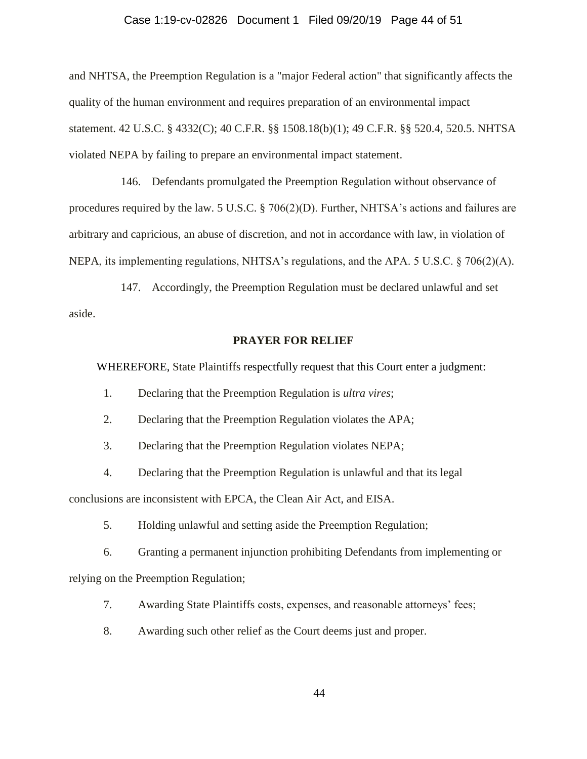and NHTSA, the Preemption Regulation is a "major Federal action" that significantly affects the quality of the human environment and requires preparation of an environmental impact statement. 42 U.S.C. § 4332(C); 40 C.F.R. §§ 1508.18(b)(1); 49 C.F.R. §§ 520.4, 520.5. NHTSA violated NEPA by failing to prepare an environmental impact statement.

146. Defendants promulgated the Preemption Regulation without observance of procedures required by the law. 5 U.S.C. § 706(2)(D). Further, NHTSA's actions and failures are arbitrary and capricious, an abuse of discretion, and not in accordance with law, in violation of NEPA, its implementing regulations, NHTSA's regulations, and the APA. 5 U.S.C. § 706(2)(A).

147. Accordingly, the Preemption Regulation must be declared unlawful and set aside.

**PRAYER FOR RELIEF**

WHEREFORE, State Plaintiffs respectfully request that this Court enter a judgment:

1. Declaring that the Preemption Regulation is *ultra vires*;
2. Declaring that the Preemption Regulation violates the APA;
3. Declaring that the Preemption Regulation violates NEPA;
4. Declaring that the Preemption Regulation is unlawful and that its legal conclusions are inconsistent with EPCA, the Clean Air Act, and EISA.
5. Holding unlawful and setting aside the Preemption Regulation;
6. Granting a permanent injunction prohibiting Defendants from implementing or relying on the Preemption Regulation;
7. Awarding State Plaintiffs costs, expenses, and reasonable attorneys' fees;
8. Awarding such other relief as the Court deems just and proper.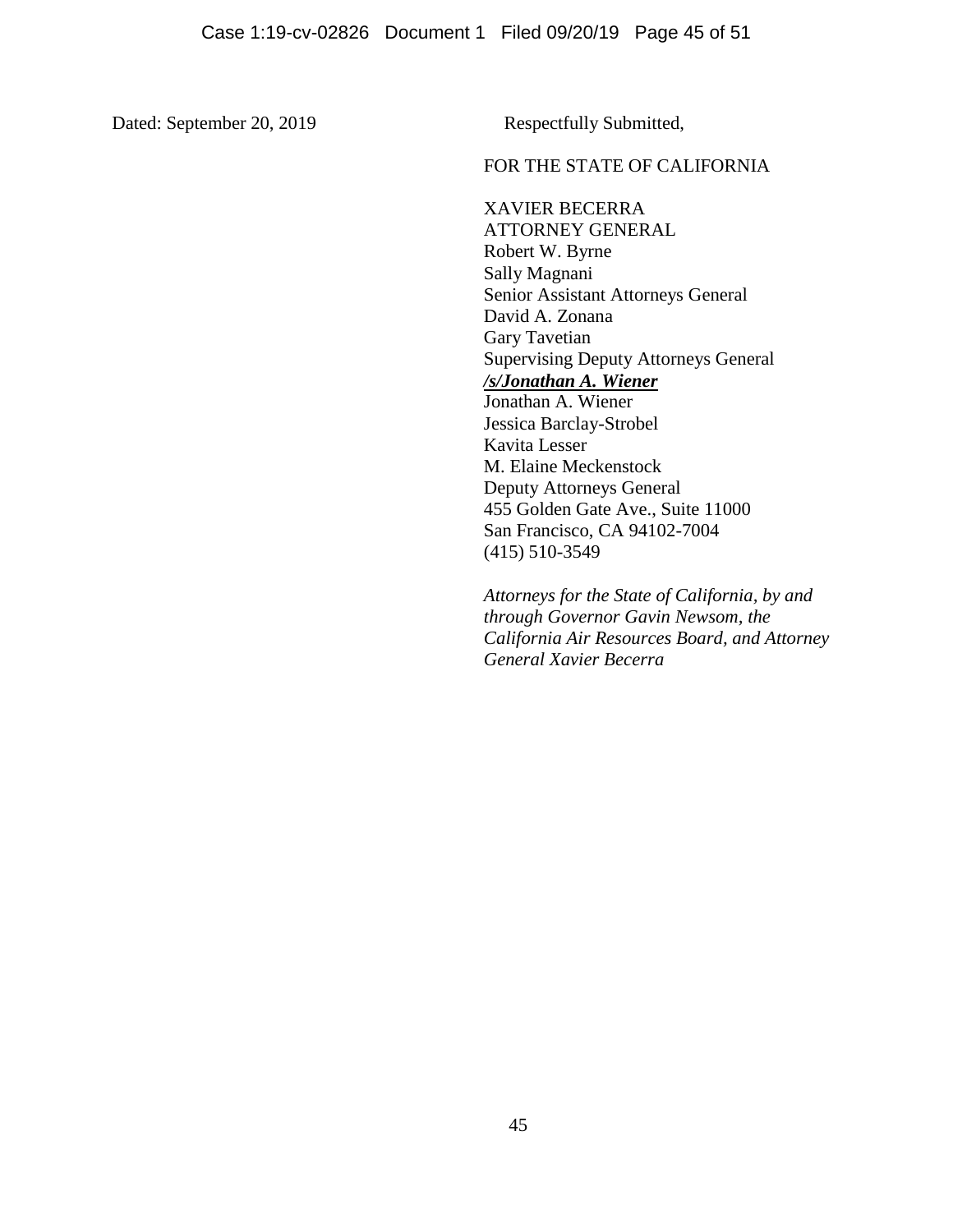Dated: September 20, 2019

Respectfully Submitted,

FOR THE STATE OF CALIFORNIA

XAVIER BECERRA
ATTORNEY GENERAL
Robert W. Byrne
Sally Magnani
Senior Assistant Attorneys General
David A. Zonana
Gary Tavetian
Supervising Deputy Attorneys General
***/s/Jonathan A. Wiener***
Jonathan A. Wiener
Jessica Barclay-Strobel
Kavita Lesser
M. Elaine Meckenstock
Deputy Attorneys General
455 Golden Gate Ave., Suite 11000
San Francisco, CA 94102-7004
(415) 510-3549

*Attorneys for the State of California, by and through Governor Gavin Newsom, the California Air Resources Board, and Attorney General Xavier Becerra*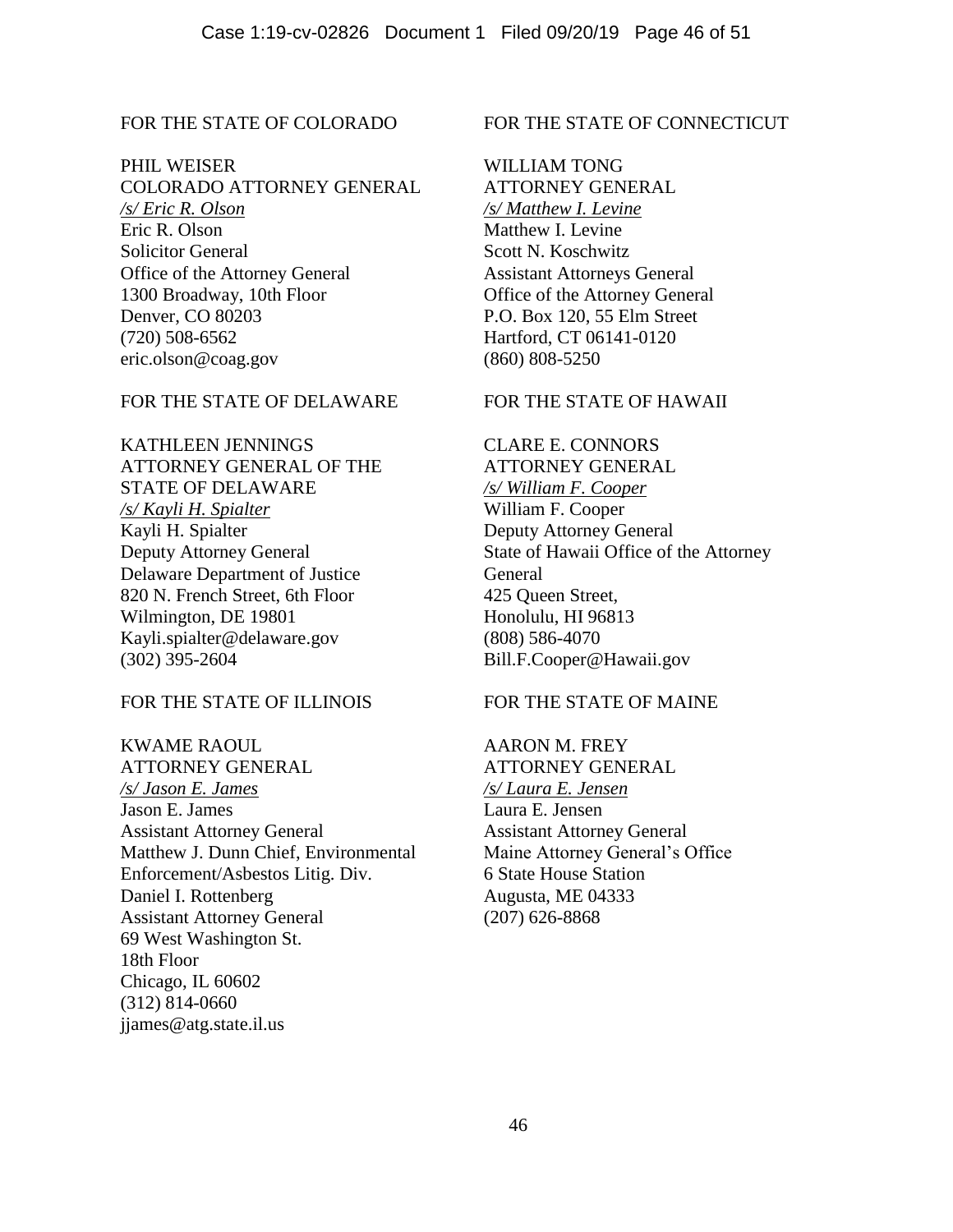FOR THE STATE OF COLORADO

PHIL WEISER
COLORADO ATTORNEY GENERAL
*/s/ Eric R. Olson*
Eric R. Olson
Solicitor General
Office of the Attorney General
1300 Broadway, 10th Floor
Denver, CO 80203
(720) 508-6562
eric.olson@coag.gov

FOR THE STATE OF CONNECTICUT

WILLIAM TONG
ATTORNEY GENERAL
*/s/ Matthew I. Levine*
Matthew I. Levine
Scott N. Koschwitz
Assistant Attorneys General
Office of the Attorney General
P.O. Box 120, 55 Elm Street
Hartford, CT 06141-0120
(860) 808-5250

FOR THE STATE OF DELAWARE

KATHLEEN JENNINGS
ATTORNEY GENERAL OF THE STATE OF DELAWARE
*/s/ Kayli H. Spialter*
Kayli H. Spialter
Deputy Attorney General
Delaware Department of Justice
820 N. French Street, 6th Floor
Wilmington, DE 19801
Kayli.spialter@delaware.gov
(302) 395-2604

FOR THE STATE OF HAWAII

CLARE E. CONNORS
ATTORNEY GENERAL
*/s/ William F. Cooper*
William F. Cooper
Deputy Attorney General
State of Hawaii Office of the Attorney General
425 Queen Street,
Honolulu, HI 96813
(808) 586-4070
Bill.F.Cooper@Hawaii.gov

FOR THE STATE OF ILLINOIS

KWAME RAOUL
ATTORNEY GENERAL
*/s/ Jason E. James*
Jason E. James
Assistant Attorney General
Matthew J. Dunn Chief, Environmental Enforcement/Asbestos Litig. Div.
Daniel I. Rottenberg
Assistant Attorney General
69 West Washington St.
18th Floor
Chicago, IL 60602
(312) 814-0660
jjames@atg.state.il.us

FOR THE STATE OF MAINE

AARON M. FREY
ATTORNEY GENERAL
*/s/ Laura E. Jensen*
Laura E. Jensen
Assistant Attorney General
Maine Attorney General's Office
6 State House Station
Augusta, ME 04333
(207) 626-8868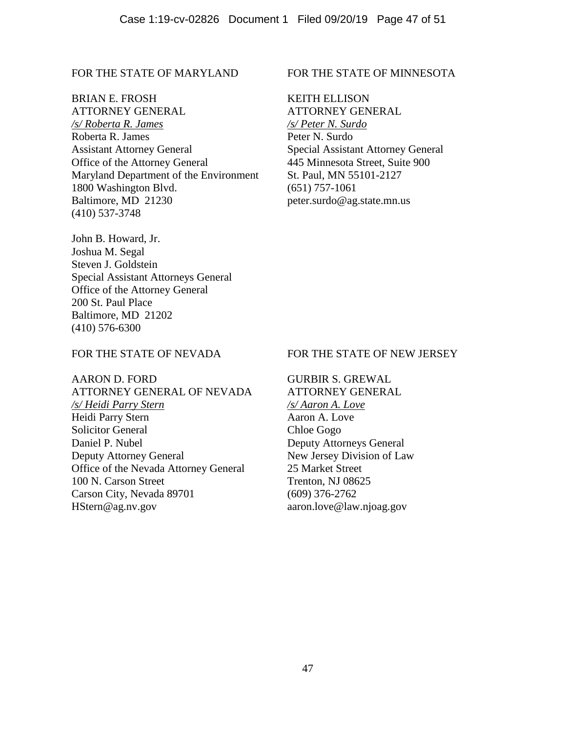FOR THE STATE OF MARYLAND

BRIAN E. FROSH
ATTORNEY GENERAL
*/s/ Roberta R. James*
Roberta R. James
Assistant Attorney General
Office of the Attorney General
Maryland Department of the Environment
1800 Washington Blvd.
Baltimore, MD 21230
(410) 537-3748

John B. Howard, Jr.
Joshua M. Segal
Steven J. Goldstein
Special Assistant Attorneys General
Office of the Attorney General
200 St. Paul Place
Baltimore, MD 21202
(410) 576-6300

FOR THE STATE OF MINNESOTA

KEITH ELLISON
ATTORNEY GENERAL
*/s/ Peter N. Surdo*
Peter N. Surdo
Special Assistant Attorney General
445 Minnesota Street, Suite 900
St. Paul, MN 55101-2127
(651) 757-1061
peter.surdo@ag.state.mn.us

FOR THE STATE OF NEVADA

AARON D. FORD
ATTORNEY GENERAL OF NEVADA
*/s/ Heidi Parry Stern*
Heidi Parry Stern
Solicitor General
Daniel P. Nubel
Deputy Attorney General
Office of the Nevada Attorney General
100 N. Carson Street
Carson City, Nevada 89701
HStern@ag.nv.gov

FOR THE STATE OF NEW JERSEY

GURBIR S. GREWAL
ATTORNEY GENERAL
*/s/ Aaron A. Love*
Aaron A. Love
Chloe Gogo
Deputy Attorneys General
New Jersey Division of Law
25 Market Street
Trenton, NJ 08625
(609) 376-2762
aaron.love@law.njoag.gov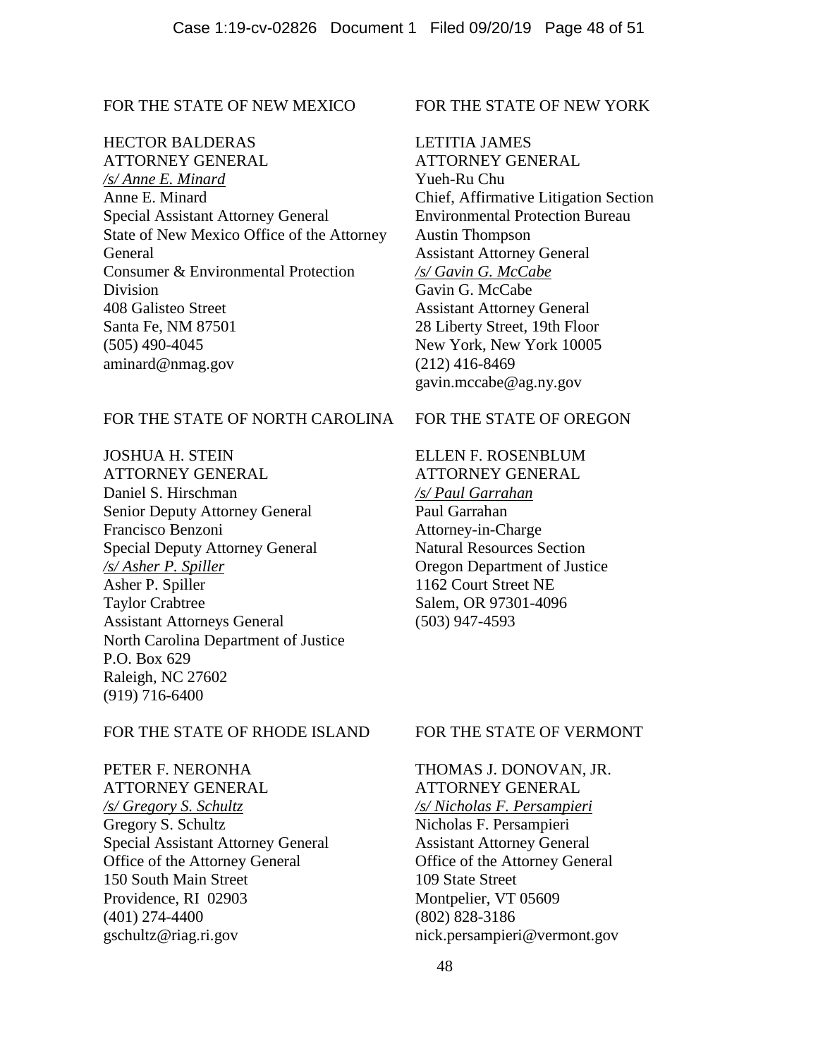FOR THE STATE OF NEW MEXICO

HECTOR BALDERAS
ATTORNEY GENERAL
*/s/ Anne E. Minard*
Anne E. Minard
Special Assistant Attorney General
State of New Mexico Office of the Attorney General
Consumer & Environmental Protection Division
408 Galisteo Street
Santa Fe, NM 87501
(505) 490-4045
aminard@nmag.gov

FOR THE STATE OF NEW YORK

LETITIA JAMES
ATTORNEY GENERAL
Yueh-Ru Chu
Chief, Affirmative Litigation Section
Environmental Protection Bureau
Austin Thompson
Assistant Attorney General
*/s/ Gavin G. McCabe*
Gavin G. McCabe
Assistant Attorney General
28 Liberty Street, 19th Floor
New York, New York 10005
(212) 416-8469
gavin.mccabe@ag.ny.gov

FOR THE STATE OF NORTH CAROLINA

JOSHUA H. STEIN
ATTORNEY GENERAL
Daniel S. Hirschman
Senior Deputy Attorney General
Francisco Benzoni
Special Deputy Attorney General
*/s/ Asher P. Spiller*
Asher P. Spiller
Taylor Crabtree
Assistant Attorneys General
North Carolina Department of Justice
P.O. Box 629
Raleigh, NC 27602
(919) 716-6400

FOR THE STATE OF OREGON

ELLEN F. ROSENBLUM
ATTORNEY GENERAL
*/s/ Paul Garrahan*
Paul Garrahan
Attorney-in-Charge
Natural Resources Section
Oregon Department of Justice
1162 Court Street NE
Salem, OR 97301-4096
(503) 947-4593

FOR THE STATE OF RHODE ISLAND

PETER F. NERONHA
ATTORNEY GENERAL
*/s/ Gregory S. Schultz*
Gregory S. Schultz
Special Assistant Attorney General
Office of the Attorney General
150 South Main Street
Providence, RI 02903
(401) 274-4400
gschultz@riag.ri.gov

FOR THE STATE OF VERMONT

THOMAS J. DONOVAN, JR.
ATTORNEY GENERAL
*/s/ Nicholas F. Persampieri*
Nicholas F. Persampieri
Assistant Attorney General
Office of the Attorney General
109 State Street
Montpelier, VT 05609
(802) 828-3186
nick.persampieri@vermont.gov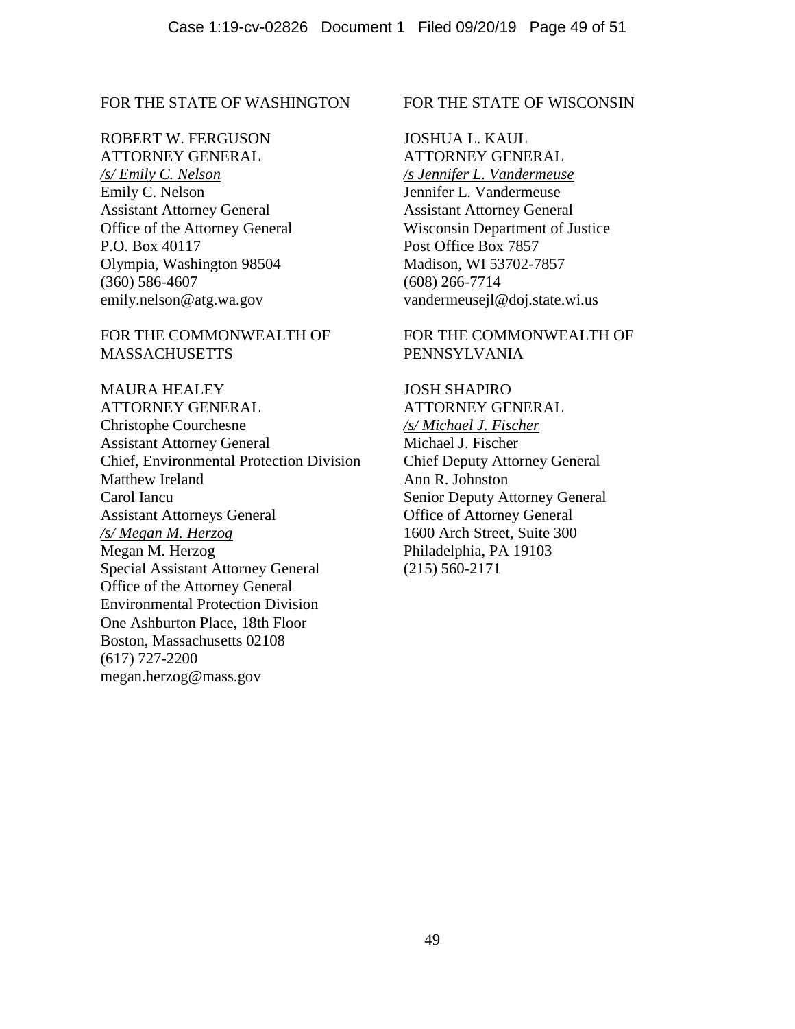FOR THE STATE OF WASHINGTON

ROBERT W. FERGUSON
ATTORNEY GENERAL
*/s/ Emily C. Nelson*
Emily C. Nelson
Assistant Attorney General
Office of the Attorney General
P.O. Box 40117
Olympia, Washington 98504
(360) 586-4607
emily.nelson@atg.wa.gov

FOR THE STATE OF WISCONSIN

JOSHUA L. KAUL
ATTORNEY GENERAL
*/s Jennifer L. Vandermeuse*
Jennifer L. Vandermeuse
Assistant Attorney General
Wisconsin Department of Justice
Post Office Box 7857
Madison, WI 53702-7857
(608) 266-7714
vandermeusejl@doj.state.wi.us

FOR THE COMMONWEALTH OF MASSACHUSETTS

MAURA HEALEY
ATTORNEY GENERAL
Christophe Courchesne
Assistant Attorney General
Chief, Environmental Protection Division
Matthew Ireland
Carol Iancu
Assistant Attorneys General
*/s/ Megan M. Herzog*
Megan M. Herzog
Special Assistant Attorney General
Office of the Attorney General
Environmental Protection Division
One Ashburton Place, 18th Floor
Boston, Massachusetts 02108
(617) 727-2200
megan.herzog@mass.gov

FOR THE COMMONWEALTH OF PENNSYLVANIA

JOSH SHAPIRO
ATTORNEY GENERAL
*/s/ Michael J. Fischer*
Michael J. Fischer
Chief Deputy Attorney General
Ann R. Johnston
Senior Deputy Attorney General
Office of Attorney General
1600 Arch Street, Suite 300
Philadelphia, PA 19103
(215) 560-2171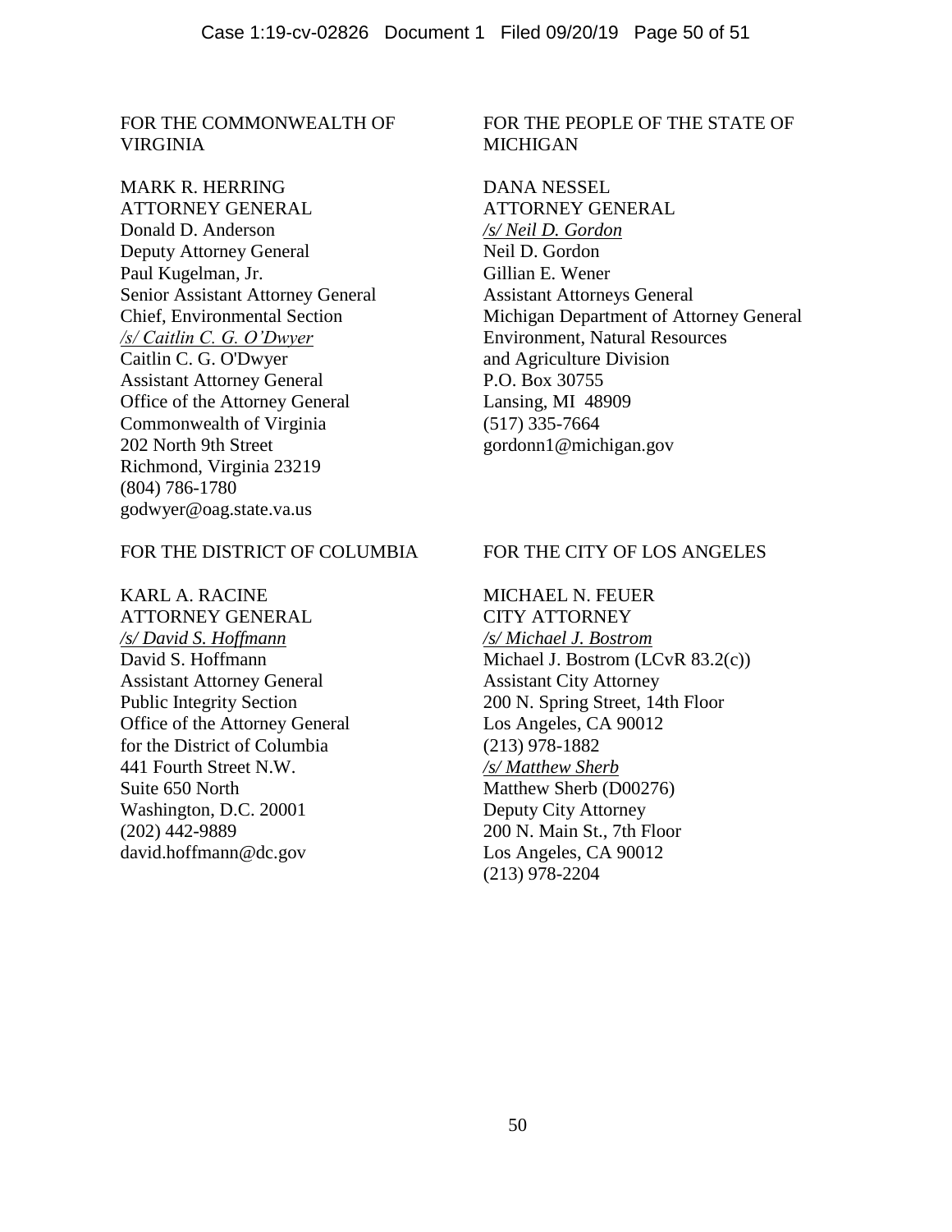FOR THE COMMONWEALTH OF VIRGINIA

MARK R. HERRING
ATTORNEY GENERAL
Donald D. Anderson
Deputy Attorney General
Paul Kugelman, Jr.
Senior Assistant Attorney General
Chief, Environmental Section
*/s/ Caitlin C. G. O'Dwyer*
Caitlin C. G. O'Dwyer
Assistant Attorney General
Office of the Attorney General
Commonwealth of Virginia
202 North 9th Street
Richmond, Virginia 23219
(804) 786-1780
godwyer@oag.state.va.us

FOR THE PEOPLE OF THE STATE OF MICHIGAN

DANA NESSEL
ATTORNEY GENERAL
*/s/ Neil D. Gordon*
Neil D. Gordon
Gillian E. Wener
Assistant Attorneys General
Michigan Department of Attorney General
Environment, Natural Resources
and Agriculture Division
P.O. Box 30755
Lansing, MI 48909
(517) 335-7664
gordonn1@michigan.gov

FOR THE DISTRICT OF COLUMBIA

KARL A. RACINE
ATTORNEY GENERAL
*/s/ David S. Hoffmann*
David S. Hoffmann
Assistant Attorney General
Public Integrity Section
Office of the Attorney General
for the District of Columbia
441 Fourth Street N.W.
Suite 650 North
Washington, D.C. 20001
(202) 442-9889
david.hoffmann@dc.gov

FOR THE CITY OF LOS ANGELES

MICHAEL N. FEUER
CITY ATTORNEY
*/s/ Michael J. Bostrom*
Michael J. Bostrom (LCvR 83.2(c))
Assistant City Attorney
200 N. Spring Street, 14th Floor
Los Angeles, CA 90012
(213) 978-1882
*/s/ Matthew Sherb*
Matthew Sherb (D00276)
Deputy City Attorney
200 N. Main St., 7th Floor
Los Angeles, CA 90012
(213) 978-2204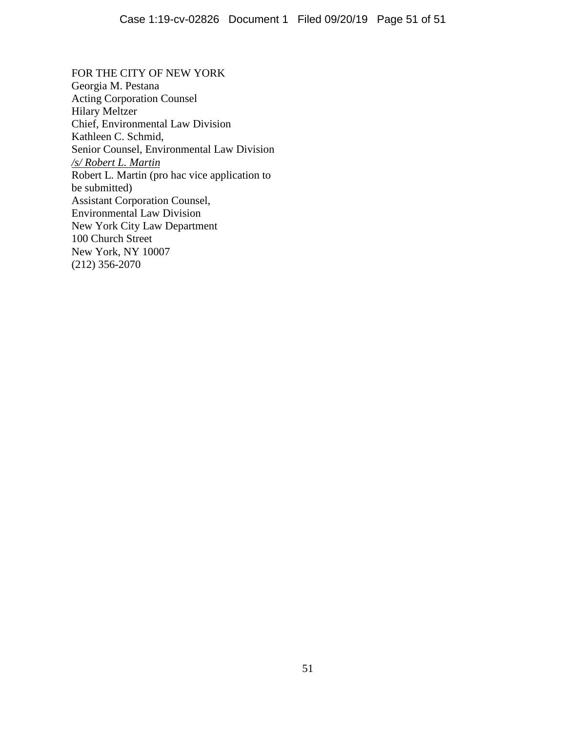FOR THE CITY OF NEW YORK
Georgia M. Pestana
Acting Corporation Counsel
Hilary Meltzer
Chief, Environmental Law Division
Kathleen C. Schmid,
Senior Counsel, Environmental Law Division
*/s/ Robert L. Martin*
Robert L. Martin (pro hac vice application to be submitted)
Assistant Corporation Counsel,
Environmental Law Division
New York City Law Department
100 Church Street
New York, NY 10007
(212) 356-2070